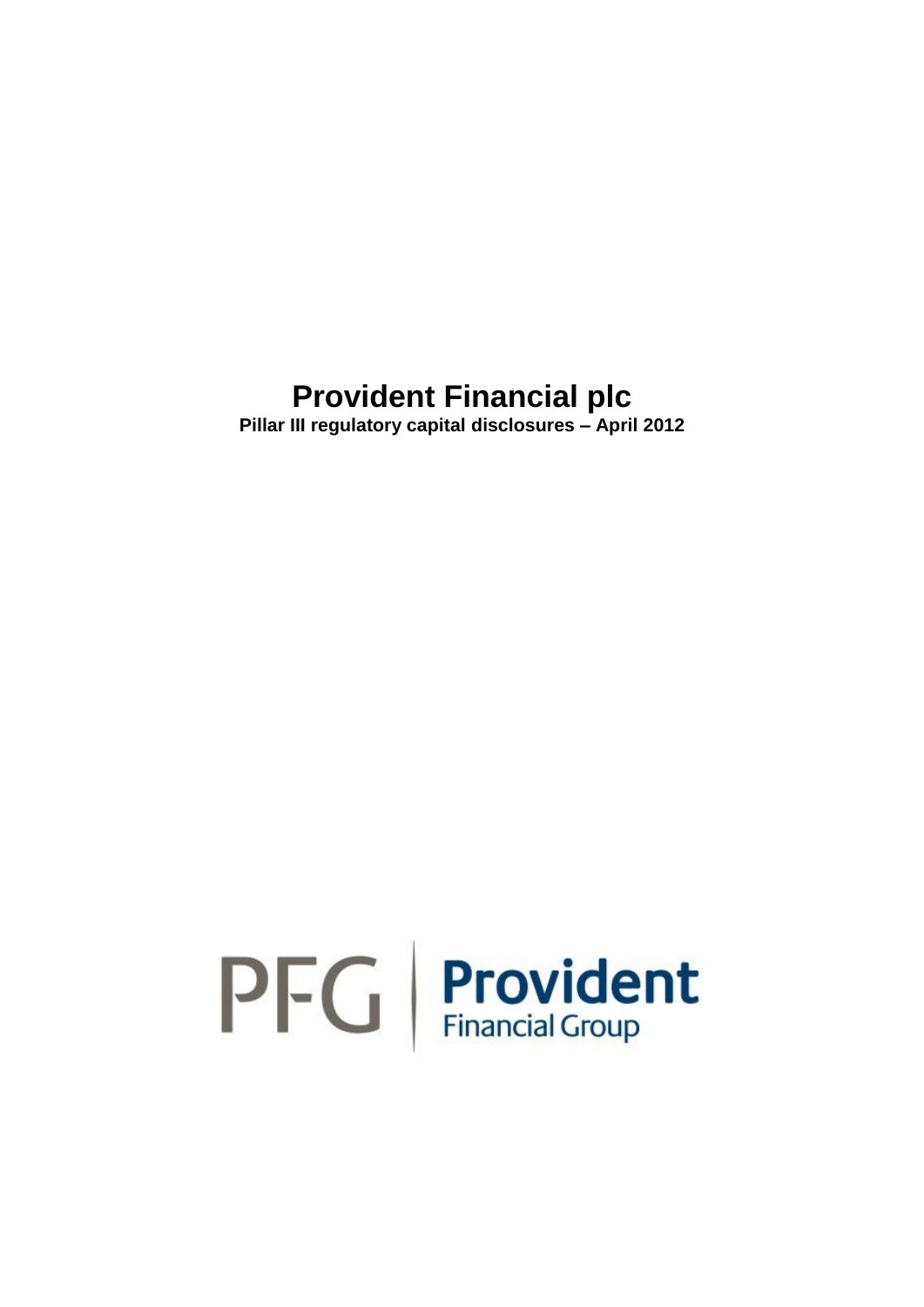# Provident Financial plc

**Pillar III regulatory capital disclosures – April 2012**

PFG | Provident Financial Group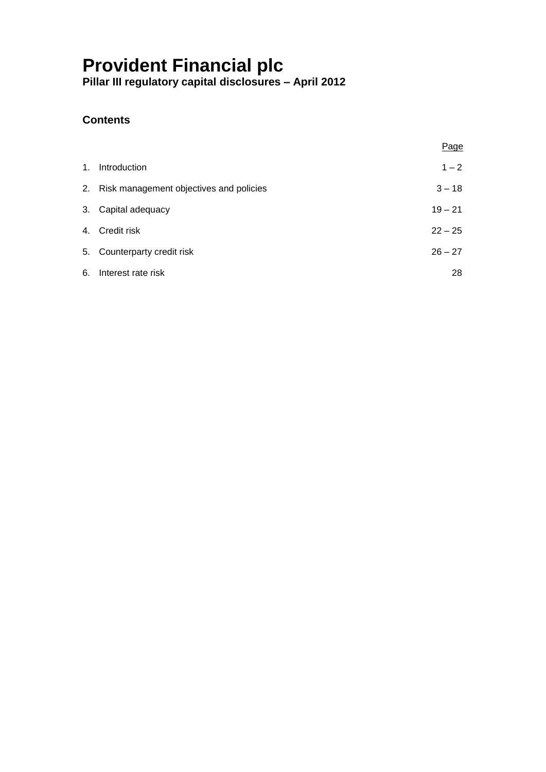# Provident Financial plc

**Pillar III regulatory capital disclosures – April 2012**

## Contents

| | | Page |
|---|---|---|
| 1. | Introduction | 1 – 2 |
| 2. | Risk management objectives and policies | 3 – 18 |
| 3. | Capital adequacy | 19 – 21 |
| 4. | Credit risk | 22 – 25 |
| 5. | Counterparty credit risk | 26 – 27 |
| 6. | Interest rate risk | 28 |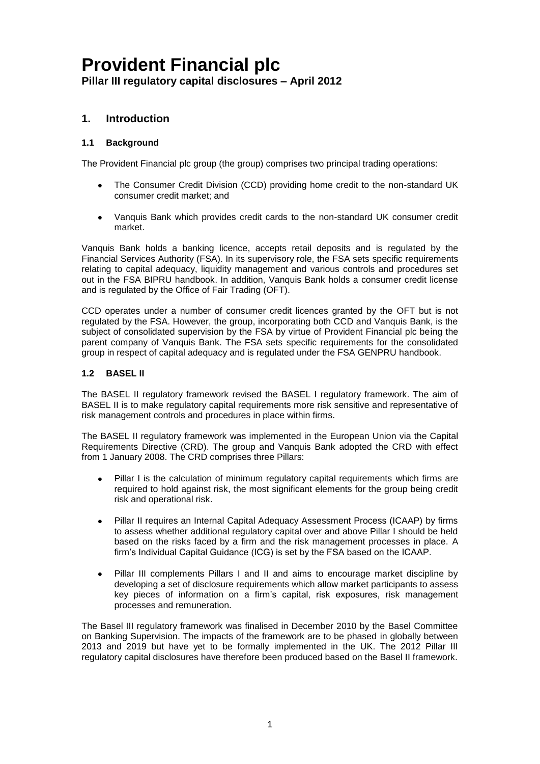# Provident Financial plc

**Pillar III regulatory capital disclosures – April 2012**

## 1. Introduction

### 1.1 Background

The Provident Financial plc group (the group) comprises two principal trading operations:

- The Consumer Credit Division (CCD) providing home credit to the non-standard UK consumer credit market; and
- Vanquis Bank which provides credit cards to the non-standard UK consumer credit market.

Vanquis Bank holds a banking licence, accepts retail deposits and is regulated by the Financial Services Authority (FSA). In its supervisory role, the FSA sets specific requirements relating to capital adequacy, liquidity management and various controls and procedures set out in the FSA BIPRU handbook. In addition, Vanquis Bank holds a consumer credit license and is regulated by the Office of Fair Trading (OFT).

CCD operates under a number of consumer credit licences granted by the OFT but is not regulated by the FSA. However, the group, incorporating both CCD and Vanquis Bank, is the subject of consolidated supervision by the FSA by virtue of Provident Financial plc being the parent company of Vanquis Bank. The FSA sets specific requirements for the consolidated group in respect of capital adequacy and is regulated under the FSA GENPRU handbook.

### 1.2 BASEL II

The BASEL II regulatory framework revised the BASEL I regulatory framework. The aim of BASEL II is to make regulatory capital requirements more risk sensitive and representative of risk management controls and procedures in place within firms.

The BASEL II regulatory framework was implemented in the European Union via the Capital Requirements Directive (CRD). The group and Vanquis Bank adopted the CRD with effect from 1 January 2008. The CRD comprises three Pillars:

- Pillar I is the calculation of minimum regulatory capital requirements which firms are required to hold against risk, the most significant elements for the group being credit risk and operational risk.
- Pillar II requires an Internal Capital Adequacy Assessment Process (ICAAP) by firms to assess whether additional regulatory capital over and above Pillar I should be held based on the risks faced by a firm and the risk management processes in place. A firm's Individual Capital Guidance (ICG) is set by the FSA based on the ICAAP.
- Pillar III complements Pillars I and II and aims to encourage market discipline by developing a set of disclosure requirements which allow market participants to assess key pieces of information on a firm's capital, risk exposures, risk management processes and remuneration.

The Basel III regulatory framework was finalised in December 2010 by the Basel Committee on Banking Supervision. The impacts of the framework are to be phased in globally between 2013 and 2019 but have yet to be formally implemented in the UK. The 2012 Pillar III regulatory capital disclosures have therefore been produced based on the Basel II framework.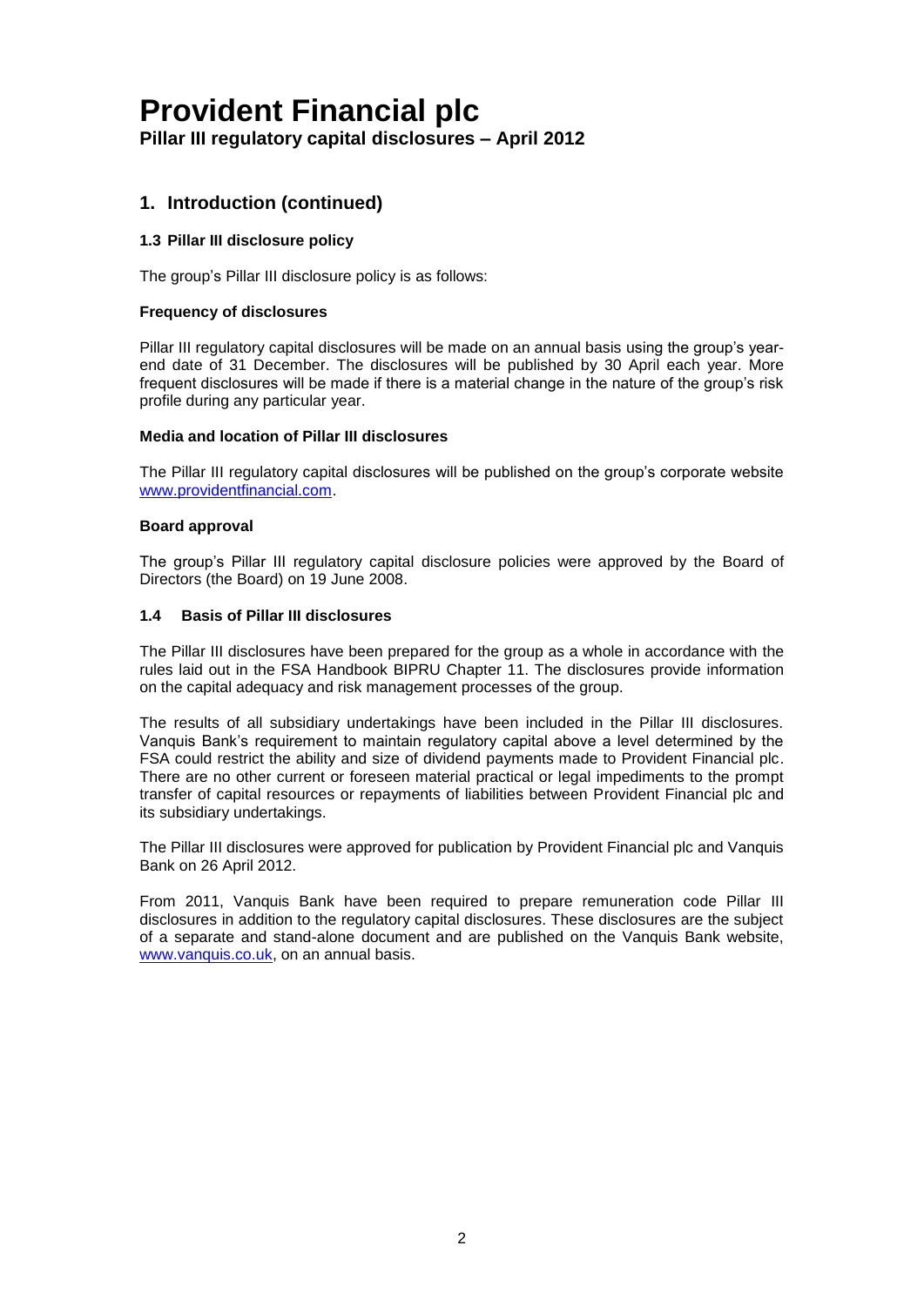# Provident Financial plc

**Pillar III regulatory capital disclosures – April 2012**

## 1. Introduction (continued)

### 1.3 Pillar III disclosure policy

The group's Pillar III disclosure policy is as follows:

**Frequency of disclosures**

Pillar III regulatory capital disclosures will be made on an annual basis using the group's year-end date of 31 December. The disclosures will be published by 30 April each year. More frequent disclosures will be made if there is a material change in the nature of the group's risk profile during any particular year.

**Media and location of Pillar III disclosures**

The Pillar III regulatory capital disclosures will be published on the group's corporate website www.providentfinancial.com.

**Board approval**

The group's Pillar III regulatory capital disclosure policies were approved by the Board of Directors (the Board) on 19 June 2008.

### 1.4 Basis of Pillar III disclosures

The Pillar III disclosures have been prepared for the group as a whole in accordance with the rules laid out in the FSA Handbook BIPRU Chapter 11. The disclosures provide information on the capital adequacy and risk management processes of the group.

The results of all subsidiary undertakings have been included in the Pillar III disclosures. Vanquis Bank's requirement to maintain regulatory capital above a level determined by the FSA could restrict the ability and size of dividend payments made to Provident Financial plc. There are no other current or foreseen material practical or legal impediments to the prompt transfer of capital resources or repayments of liabilities between Provident Financial plc and its subsidiary undertakings.

The Pillar III disclosures were approved for publication by Provident Financial plc and Vanquis Bank on 26 April 2012.

From 2011, Vanquis Bank have been required to prepare remuneration code Pillar III disclosures in addition to the regulatory capital disclosures. These disclosures are the subject of a separate and stand-alone document and are published on the Vanquis Bank website, www.vanquis.co.uk, on an annual basis.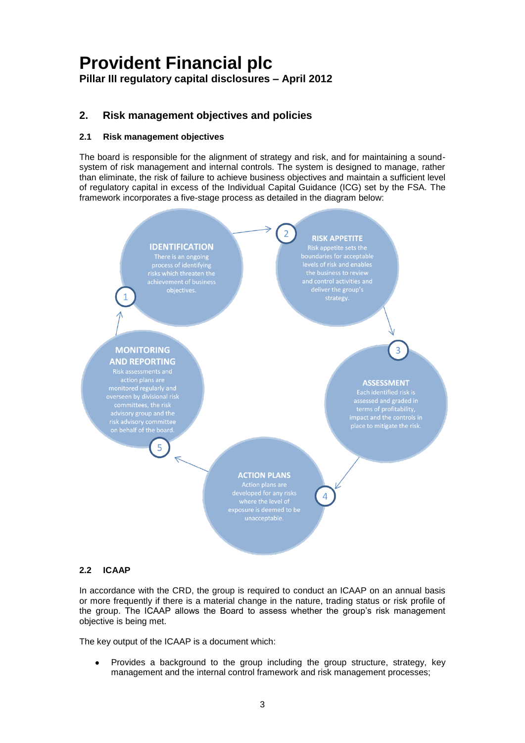# Provident Financial plc

**Pillar III regulatory capital disclosures – April 2012**

## 2. Risk management objectives and policies

### 2.1 Risk management objectives

The board is responsible for the alignment of strategy and risk, and for maintaining a sound-system of risk management and internal controls. The system is designed to manage, rather than eliminate, the risk of failure to achieve business objectives and maintain a sufficient level of regulatory capital in excess of the Individual Capital Guidance (ICG) set by the FSA. The framework incorporates a five-stage process as detailed in the diagram below:

1

**IDENTIFICATION**
There is an ongoing process of identifying risks which threaten the achievement of business objectives.

2

**RISK APPETITE**
Risk appetite sets the boundaries for acceptable levels of risk and enables the business to review and control activities and deliver the group's strategy.

3

**ASSESSMENT**
Each identified risk is assessed and graded in terms of profitability, impact and the controls in place to mitigate the risk.

4

**ACTION PLANS**
Action plans are developed for any risks where the level of exposure is deemed to be unacceptable.

5

**MONITORING AND REPORTING**
Risk assessments and action plans are monitored regularly and overseen by divisional risk committees, the risk advisory group and the risk advisory committee on behalf of the board.

### 2.2 ICAAP

In accordance with the CRD, the group is required to conduct an ICAAP on an annual basis or more frequently if there is a material change in the nature, trading status or risk profile of the group. The ICAAP allows the Board to assess whether the group's risk management objective is being met.

The key output of the ICAAP is a document which:

- Provides a background to the group including the group structure, strategy, key management and the internal control framework and risk management processes;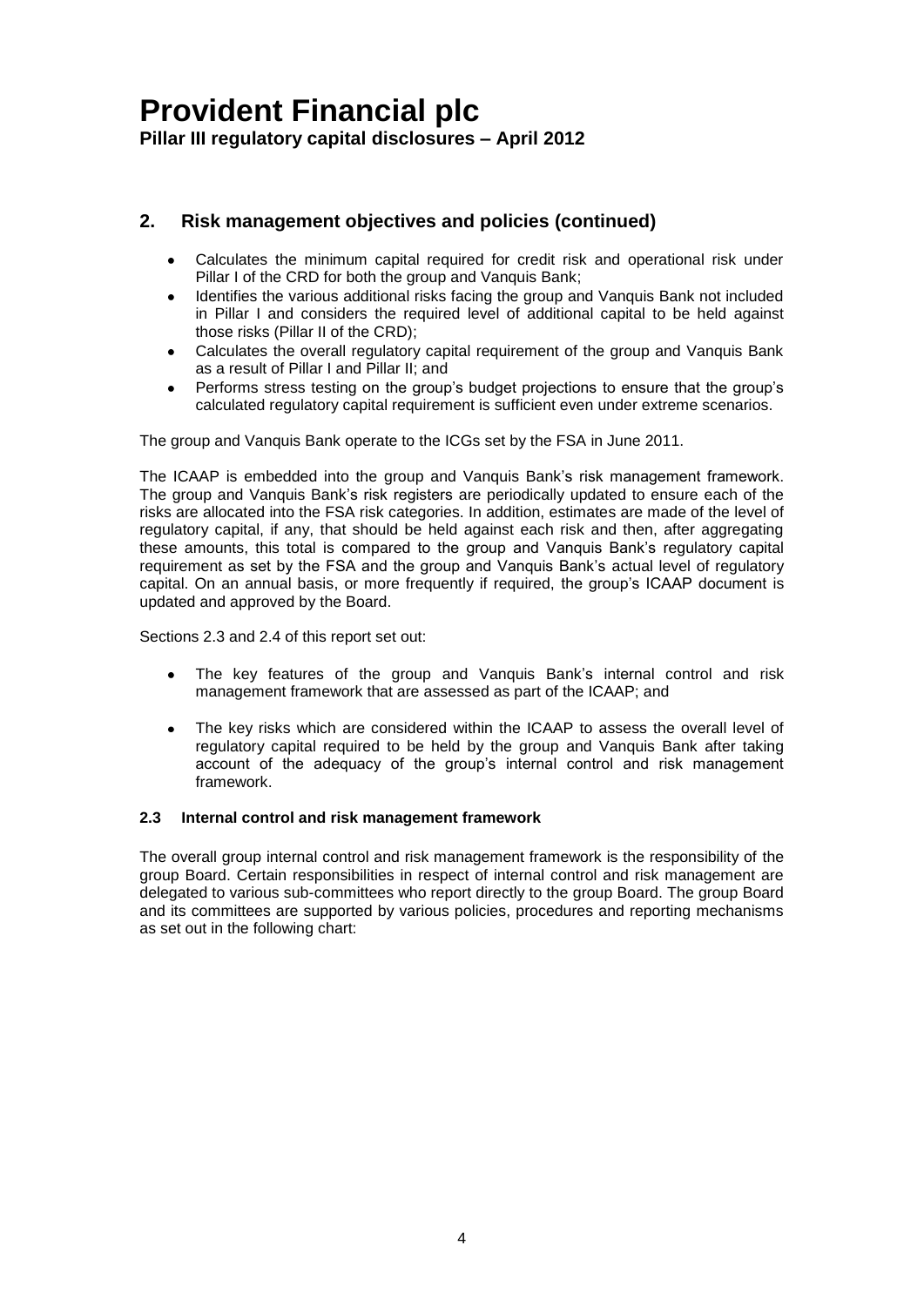## 2. Risk management objectives and policies (continued)

- Calculates the minimum capital required for credit risk and operational risk under Pillar I of the CRD for both the group and Vanquis Bank;
- Identifies the various additional risks facing the group and Vanquis Bank not included in Pillar I and considers the required level of additional capital to be held against those risks (Pillar II of the CRD);
- Calculates the overall regulatory capital requirement of the group and Vanquis Bank as a result of Pillar I and Pillar II; and
- Performs stress testing on the group's budget projections to ensure that the group's calculated regulatory capital requirement is sufficient even under extreme scenarios.

The group and Vanquis Bank operate to the ICGs set by the FSA in June 2011.

The ICAAP is embedded into the group and Vanquis Bank's risk management framework. The group and Vanquis Bank's risk registers are periodically updated to ensure each of the risks are allocated into the FSA risk categories. In addition, estimates are made of the level of regulatory capital, if any, that should be held against each risk and then, after aggregating these amounts, this total is compared to the group and Vanquis Bank's regulatory capital requirement as set by the FSA and the group and Vanquis Bank's actual level of regulatory capital. On an annual basis, or more frequently if required, the group's ICAAP document is updated and approved by the Board.

Sections 2.3 and 2.4 of this report set out:

- The key features of the group and Vanquis Bank's internal control and risk management framework that are assessed as part of the ICAAP; and
- The key risks which are considered within the ICAAP to assess the overall level of regulatory capital required to be held by the group and Vanquis Bank after taking account of the adequacy of the group's internal control and risk management framework.

### 2.3 Internal control and risk management framework

The overall group internal control and risk management framework is the responsibility of the group Board. Certain responsibilities in respect of internal control and risk management are delegated to various sub-committees who report directly to the group Board. The group Board and its committees are supported by various policies, procedures and reporting mechanisms as set out in the following chart: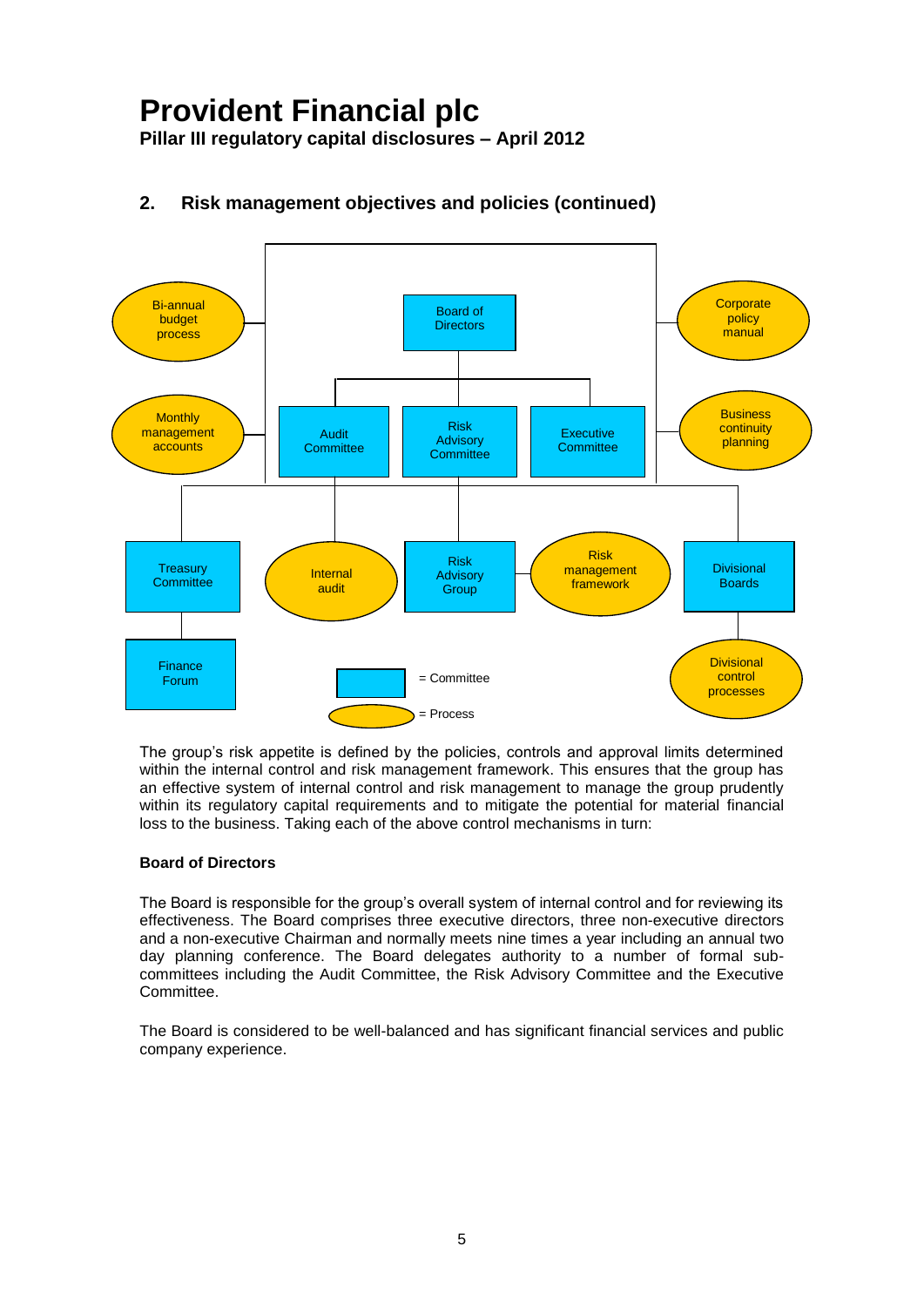## 2. Risk management objectives and policies (continued)

Board of Directors

Bi-annual budget process

Corporate policy manual

Monthly management accounts

Audit Committee

Risk Advisory Committee

Executive Committee

Business continuity planning

Treasury Committee

Internal audit

Risk Advisory Group

Risk management framework

Divisional Boards

Finance Forum

= Committee

= Process

Divisional control processes

The group's risk appetite is defined by the policies, controls and approval limits determined within the internal control and risk management framework. This ensures that the group has an effective system of internal control and risk management to manage the group prudently within its regulatory capital requirements and to mitigate the potential for material financial loss to the business. Taking each of the above control mechanisms in turn:

**Board of Directors**

The Board is responsible for the group's overall system of internal control and for reviewing its effectiveness. The Board comprises three executive directors, three non-executive directors and a non-executive Chairman and normally meets nine times a year including an annual two day planning conference. The Board delegates authority to a number of formal sub-committees including the Audit Committee, the Risk Advisory Committee and the Executive Committee.

The Board is considered to be well-balanced and has significant financial services and public company experience.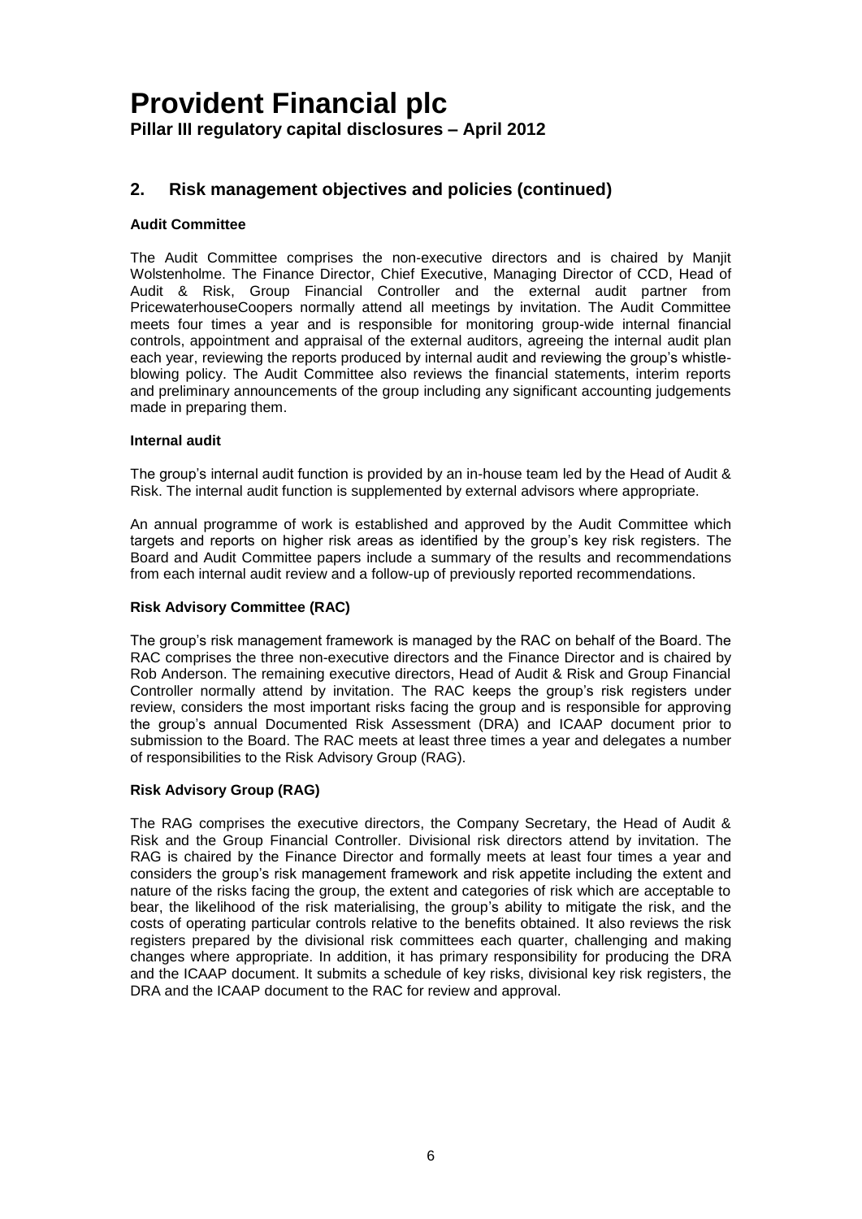## 2. Risk management objectives and policies (continued)

**Audit Committee**

The Audit Committee comprises the non-executive directors and is chaired by Manjit Wolstenholme. The Finance Director, Chief Executive, Managing Director of CCD, Head of Audit & Risk, Group Financial Controller and the external audit partner from PricewaterhouseCoopers normally attend all meetings by invitation. The Audit Committee meets four times a year and is responsible for monitoring group-wide internal financial controls, appointment and appraisal of the external auditors, agreeing the internal audit plan each year, reviewing the reports produced by internal audit and reviewing the group's whistle-blowing policy. The Audit Committee also reviews the financial statements, interim reports and preliminary announcements of the group including any significant accounting judgements made in preparing them.

**Internal audit**

The group's internal audit function is provided by an in-house team led by the Head of Audit & Risk. The internal audit function is supplemented by external advisors where appropriate.

An annual programme of work is established and approved by the Audit Committee which targets and reports on higher risk areas as identified by the group's key risk registers. The Board and Audit Committee papers include a summary of the results and recommendations from each internal audit review and a follow-up of previously reported recommendations.

**Risk Advisory Committee (RAC)**

The group's risk management framework is managed by the RAC on behalf of the Board. The RAC comprises the three non-executive directors and the Finance Director and is chaired by Rob Anderson. The remaining executive directors, Head of Audit & Risk and Group Financial Controller normally attend by invitation. The RAC keeps the group's risk registers under review, considers the most important risks facing the group and is responsible for approving the group's annual Documented Risk Assessment (DRA) and ICAAP document prior to submission to the Board. The RAC meets at least three times a year and delegates a number of responsibilities to the Risk Advisory Group (RAG).

**Risk Advisory Group (RAG)**

The RAG comprises the executive directors, the Company Secretary, the Head of Audit & Risk and the Group Financial Controller. Divisional risk directors attend by invitation. The RAG is chaired by the Finance Director and formally meets at least four times a year and considers the group's risk management framework and risk appetite including the extent and nature of the risks facing the group, the extent and categories of risk which are acceptable to bear, the likelihood of the risk materialising, the group's ability to mitigate the risk, and the costs of operating particular controls relative to the benefits obtained. It also reviews the risk registers prepared by the divisional risk committees each quarter, challenging and making changes where appropriate. In addition, it has primary responsibility for producing the DRA and the ICAAP document. It submits a schedule of key risks, divisional key risk registers, the DRA and the ICAAP document to the RAC for review and approval.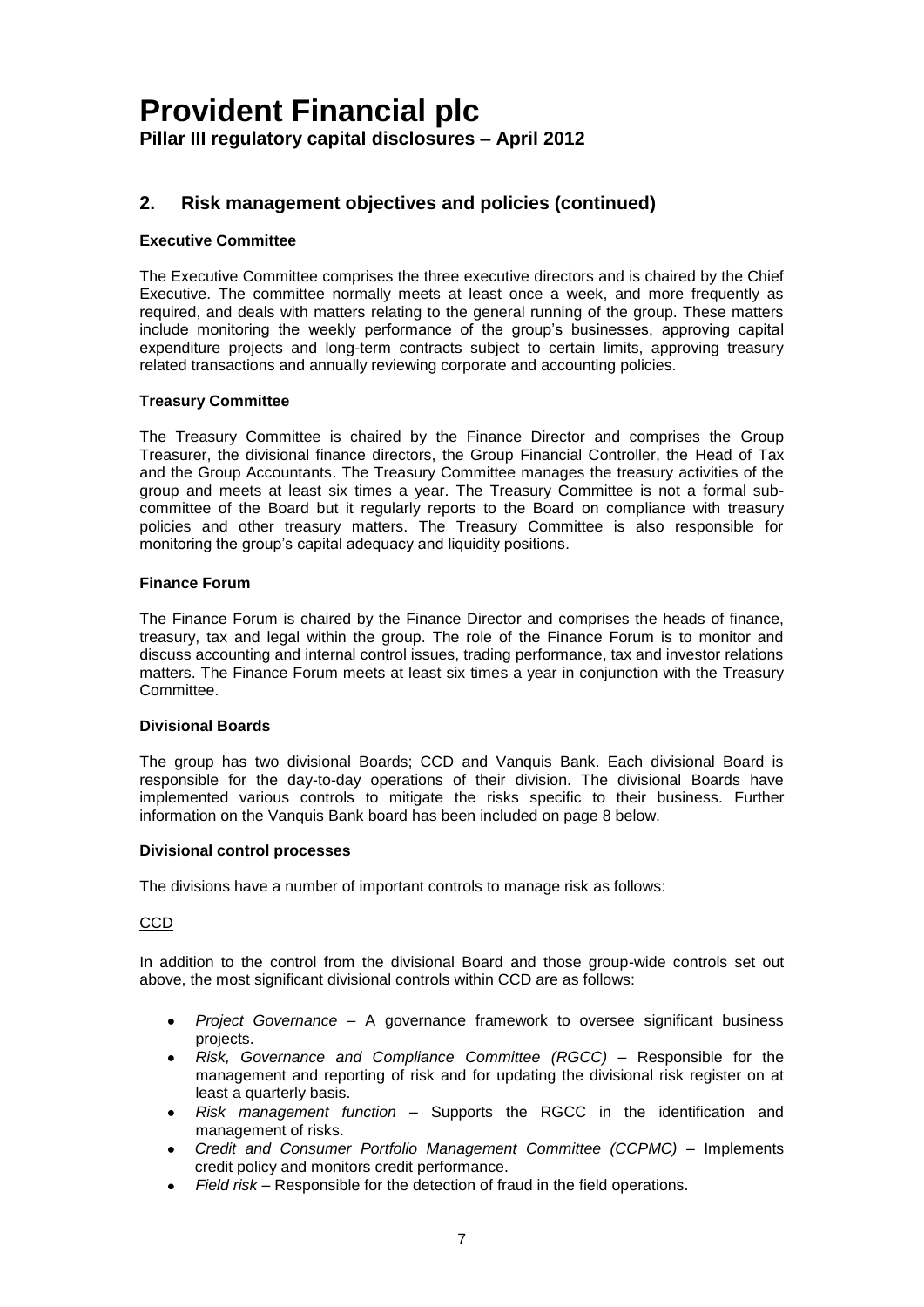## 2. Risk management objectives and policies (continued)

**Executive Committee**

The Executive Committee comprises the three executive directors and is chaired by the Chief Executive. The committee normally meets at least once a week, and more frequently as required, and deals with matters relating to the general running of the group. These matters include monitoring the weekly performance of the group's businesses, approving capital expenditure projects and long-term contracts subject to certain limits, approving treasury related transactions and annually reviewing corporate and accounting policies.

**Treasury Committee**

The Treasury Committee is chaired by the Finance Director and comprises the Group Treasurer, the divisional finance directors, the Group Financial Controller, the Head of Tax and the Group Accountants. The Treasury Committee manages the treasury activities of the group and meets at least six times a year. The Treasury Committee is not a formal sub-committee of the Board but it regularly reports to the Board on compliance with treasury policies and other treasury matters. The Treasury Committee is also responsible for monitoring the group's capital adequacy and liquidity positions.

**Finance Forum**

The Finance Forum is chaired by the Finance Director and comprises the heads of finance, treasury, tax and legal within the group. The role of the Finance Forum is to monitor and discuss accounting and internal control issues, trading performance, tax and investor relations matters. The Finance Forum meets at least six times a year in conjunction with the Treasury Committee.

**Divisional Boards**

The group has two divisional Boards; CCD and Vanquis Bank. Each divisional Board is responsible for the day-to-day operations of their division. The divisional Boards have implemented various controls to mitigate the risks specific to their business. Further information on the Vanquis Bank board has been included on page 8 below.

**Divisional control processes**

The divisions have a number of important controls to manage risk as follows:

<u>CCD</u>

In addition to the control from the divisional Board and those group-wide controls set out above, the most significant divisional controls within CCD are as follows:

- *Project Governance* – A governance framework to oversee significant business projects.
- *Risk, Governance and Compliance Committee (RGCC)* – Responsible for the management and reporting of risk and for updating the divisional risk register on at least a quarterly basis.
- *Risk management function* – Supports the RGCC in the identification and management of risks.
- *Credit and Consumer Portfolio Management Committee (CCPMC)* – Implements credit policy and monitors credit performance.
- *Field risk* – Responsible for the detection of fraud in the field operations.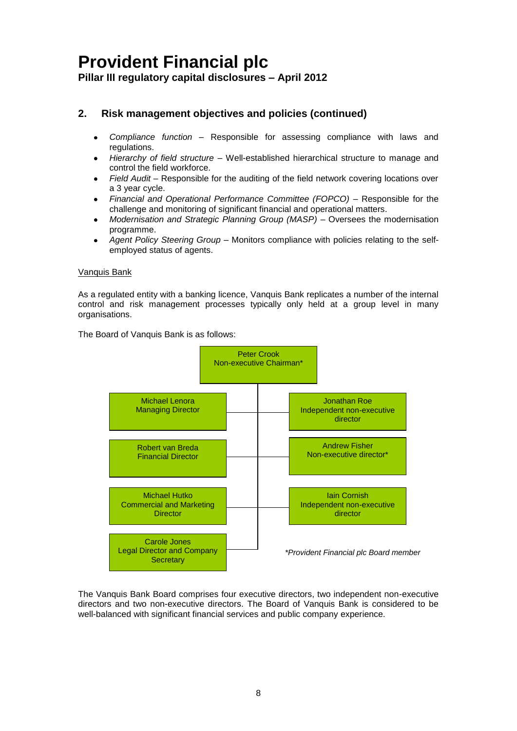## 2. Risk management objectives and policies (continued)

- *Compliance function* – Responsible for assessing compliance with laws and regulations.
- *Hierarchy of field structure* – Well-established hierarchical structure to manage and control the field workforce.
- *Field Audit* – Responsible for the auditing of the field network covering locations over a 3 year cycle.
- *Financial and Operational Performance Committee (FOPCO)* – Responsible for the challenge and monitoring of significant financial and operational matters.
- *Modernisation and Strategic Planning Group (MASP)* – Oversees the modernisation programme.
- *Agent Policy Steering Group* – Monitors compliance with policies relating to the self-employed status of agents.

<u>Vanquis Bank</u>

As a regulated entity with a banking licence, Vanquis Bank replicates a number of the internal control and risk management processes typically only held at a group level in many organisations.

The Board of Vanquis Bank is as follows:

Peter Crook
Non-executive Chairman*

Michael Lenora
Managing Director

Jonathan Roe
Independent non-executive director

Robert van Breda
Financial Director

Andrew Fisher
Non-executive director*

Michael Hutko
Commercial and Marketing Director

Iain Cornish
Independent non-executive director

Carole Jones
Legal Director and Company Secretary

*\*Provident Financial plc Board member*

The Vanquis Bank Board comprises four executive directors, two independent non-executive directors and two non-executive directors. The Board of Vanquis Bank is considered to be well-balanced with significant financial services and public company experience.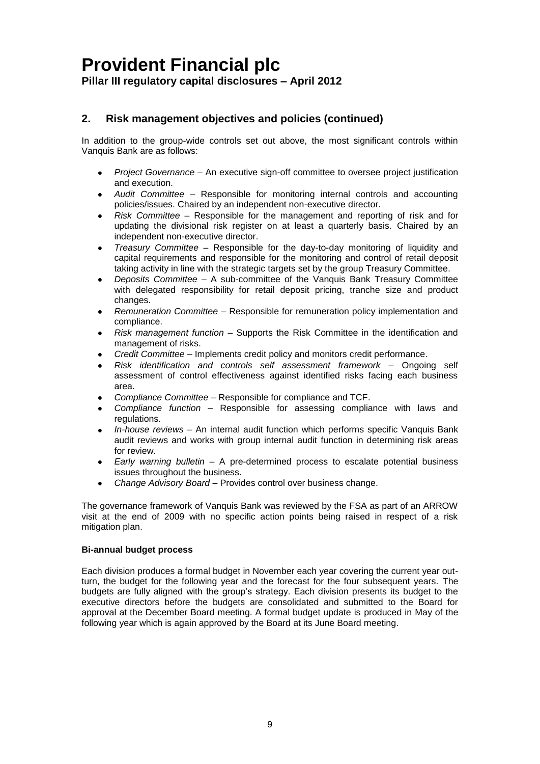## 2. Risk management objectives and policies (continued)

In addition to the group-wide controls set out above, the most significant controls within Vanquis Bank are as follows:

- *Project Governance* – An executive sign-off committee to oversee project justification and execution.
- *Audit Committee* – Responsible for monitoring internal controls and accounting policies/issues. Chaired by an independent non-executive director.
- *Risk Committee* – Responsible for the management and reporting of risk and for updating the divisional risk register on at least a quarterly basis. Chaired by an independent non-executive director.
- *Treasury Committee* – Responsible for the day-to-day monitoring of liquidity and capital requirements and responsible for the monitoring and control of retail deposit taking activity in line with the strategic targets set by the group Treasury Committee.
- *Deposits Committee* – A sub-committee of the Vanquis Bank Treasury Committee with delegated responsibility for retail deposit pricing, tranche size and product changes.
- *Remuneration Committee* – Responsible for remuneration policy implementation and compliance.
- *Risk management function* – Supports the Risk Committee in the identification and management of risks.
- *Credit Committee* – Implements credit policy and monitors credit performance.
- *Risk identification and controls self assessment framework* – Ongoing self assessment of control effectiveness against identified risks facing each business area.
- *Compliance Committee* – Responsible for compliance and TCF.
- *Compliance function* – Responsible for assessing compliance with laws and regulations.
- *In-house reviews* – An internal audit function which performs specific Vanquis Bank audit reviews and works with group internal audit function in determining risk areas for review.
- *Early warning bulletin* – A pre-determined process to escalate potential business issues throughout the business.
- *Change Advisory Board* – Provides control over business change.

The governance framework of Vanquis Bank was reviewed by the FSA as part of an ARROW visit at the end of 2009 with no specific action points being raised in respect of a risk mitigation plan.

**Bi-annual budget process**

Each division produces a formal budget in November each year covering the current year out-turn, the budget for the following year and the forecast for the four subsequent years. The budgets are fully aligned with the group's strategy. Each division presents its budget to the executive directors before the budgets are consolidated and submitted to the Board for approval at the December Board meeting. A formal budget update is produced in May of the following year which is again approved by the Board at its June Board meeting.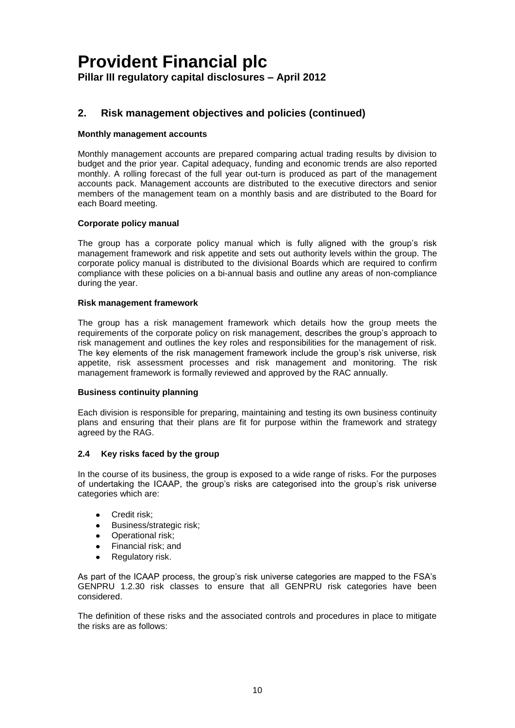## 2. Risk management objectives and policies (continued)

**Monthly management accounts**

Monthly management accounts are prepared comparing actual trading results by division to budget and the prior year. Capital adequacy, funding and economic trends are also reported monthly. A rolling forecast of the full year out-turn is produced as part of the management accounts pack. Management accounts are distributed to the executive directors and senior members of the management team on a monthly basis and are distributed to the Board for each Board meeting.

**Corporate policy manual**

The group has a corporate policy manual which is fully aligned with the group's risk management framework and risk appetite and sets out authority levels within the group. The corporate policy manual is distributed to the divisional Boards which are required to confirm compliance with these policies on a bi-annual basis and outline any areas of non-compliance during the year.

**Risk management framework**

The group has a risk management framework which details how the group meets the requirements of the corporate policy on risk management, describes the group's approach to risk management and outlines the key roles and responsibilities for the management of risk. The key elements of the risk management framework include the group's risk universe, risk appetite, risk assessment processes and risk management and monitoring. The risk management framework is formally reviewed and approved by the RAC annually.

**Business continuity planning**

Each division is responsible for preparing, maintaining and testing its own business continuity plans and ensuring that their plans are fit for purpose within the framework and strategy agreed by the RAG.

### 2.4 Key risks faced by the group

In the course of its business, the group is exposed to a wide range of risks. For the purposes of undertaking the ICAAP, the group's risks are categorised into the group's risk universe categories which are:

- Credit risk;
- Business/strategic risk;
- Operational risk;
- Financial risk; and
- Regulatory risk.

As part of the ICAAP process, the group's risk universe categories are mapped to the FSA's GENPRU 1.2.30 risk classes to ensure that all GENPRU risk categories have been considered.

The definition of these risks and the associated controls and procedures in place to mitigate the risks are as follows: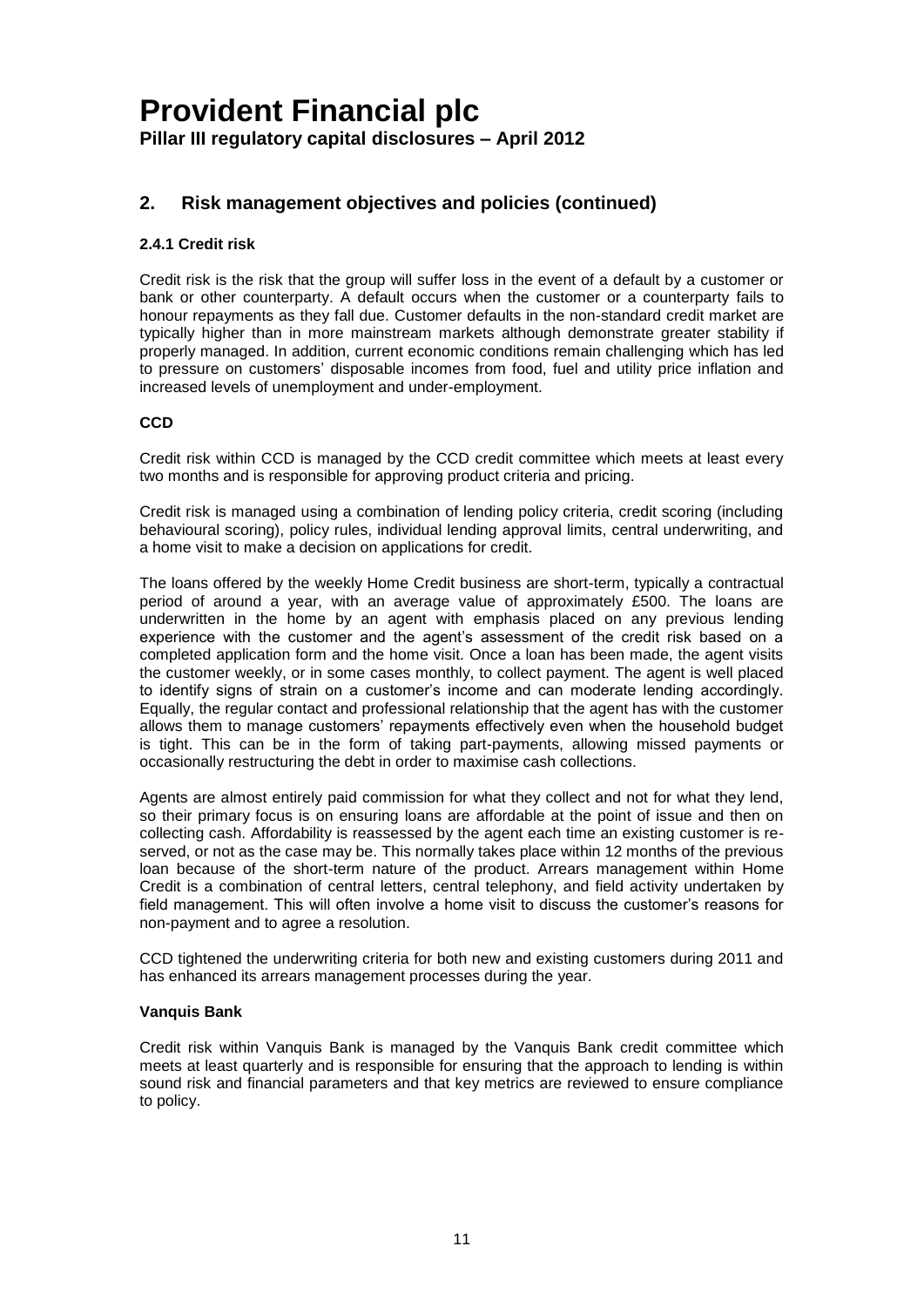## 2. Risk management objectives and policies (continued)

### 2.4.1 Credit risk

Credit risk is the risk that the group will suffer loss in the event of a default by a customer or bank or other counterparty. A default occurs when the customer or a counterparty fails to honour repayments as they fall due. Customer defaults in the non-standard credit market are typically higher than in more mainstream markets although demonstrate greater stability if properly managed. In addition, current economic conditions remain challenging which has led to pressure on customers' disposable incomes from food, fuel and utility price inflation and increased levels of unemployment and under-employment.

**CCD**

Credit risk within CCD is managed by the CCD credit committee which meets at least every two months and is responsible for approving product criteria and pricing.

Credit risk is managed using a combination of lending policy criteria, credit scoring (including behavioural scoring), policy rules, individual lending approval limits, central underwriting, and a home visit to make a decision on applications for credit.

The loans offered by the weekly Home Credit business are short-term, typically a contractual period of around a year, with an average value of approximately £500. The loans are underwritten in the home by an agent with emphasis placed on any previous lending experience with the customer and the agent's assessment of the credit risk based on a completed application form and the home visit. Once a loan has been made, the agent visits the customer weekly, or in some cases monthly, to collect payment. The agent is well placed to identify signs of strain on a customer's income and can moderate lending accordingly. Equally, the regular contact and professional relationship that the agent has with the customer allows them to manage customers' repayments effectively even when the household budget is tight. This can be in the form of taking part-payments, allowing missed payments or occasionally restructuring the debt in order to maximise cash collections.

Agents are almost entirely paid commission for what they collect and not for what they lend, so their primary focus is on ensuring loans are affordable at the point of issue and then on collecting cash. Affordability is reassessed by the agent each time an existing customer is re-served, or not as the case may be. This normally takes place within 12 months of the previous loan because of the short-term nature of the product. Arrears management within Home Credit is a combination of central letters, central telephony, and field activity undertaken by field management. This will often involve a home visit to discuss the customer's reasons for non-payment and to agree a resolution.

CCD tightened the underwriting criteria for both new and existing customers during 2011 and has enhanced its arrears management processes during the year.

**Vanquis Bank**

Credit risk within Vanquis Bank is managed by the Vanquis Bank credit committee which meets at least quarterly and is responsible for ensuring that the approach to lending is within sound risk and financial parameters and that key metrics are reviewed to ensure compliance to policy.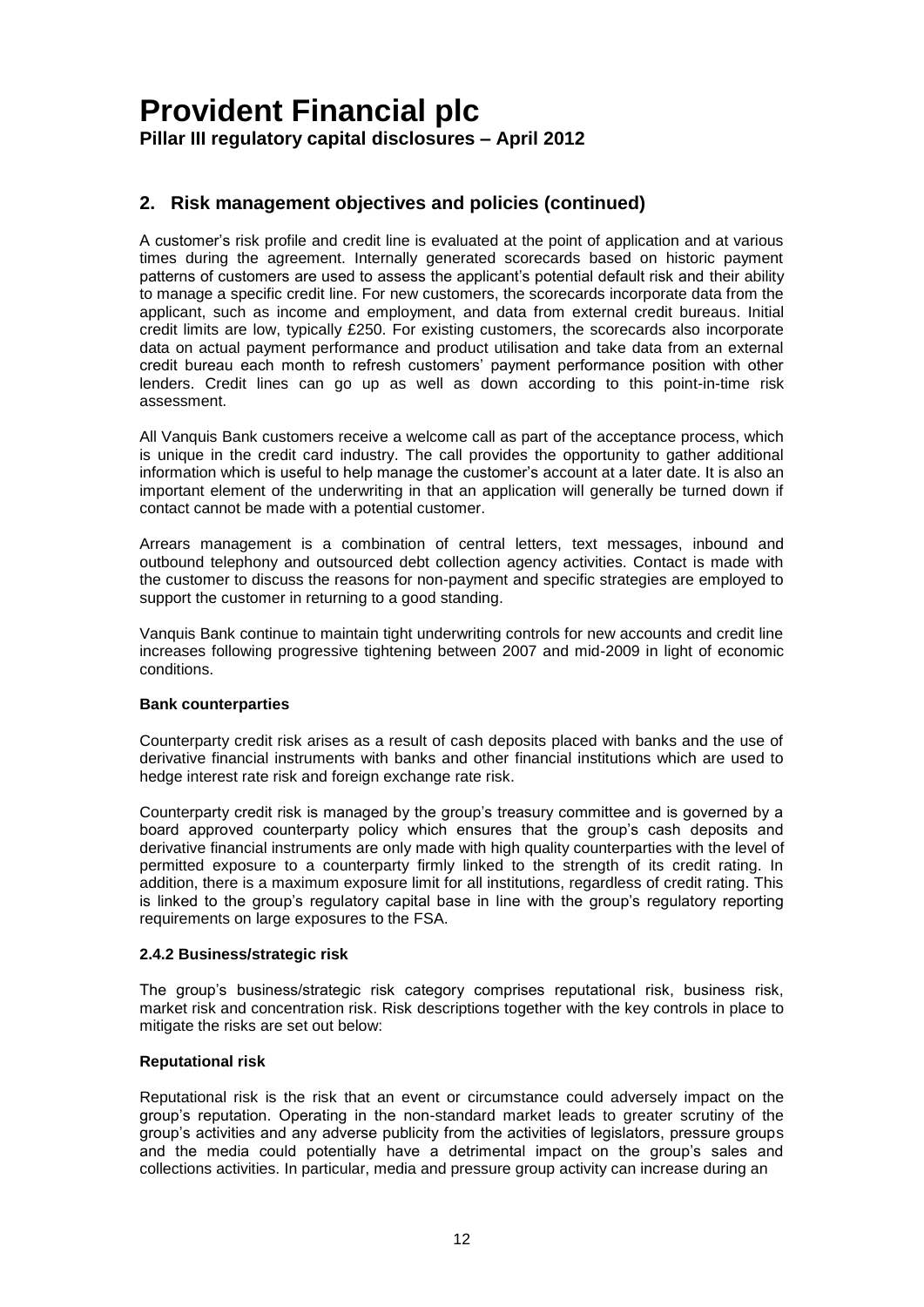## 2. Risk management objectives and policies (continued)

A customer's risk profile and credit line is evaluated at the point of application and at various times during the agreement. Internally generated scorecards based on historic payment patterns of customers are used to assess the applicant's potential default risk and their ability to manage a specific credit line. For new customers, the scorecards incorporate data from the applicant, such as income and employment, and data from external credit bureaus. Initial credit limits are low, typically £250. For existing customers, the scorecards also incorporate data on actual payment performance and product utilisation and take data from an external credit bureau each month to refresh customers' payment performance position with other lenders. Credit lines can go up as well as down according to this point-in-time risk assessment.

All Vanquis Bank customers receive a welcome call as part of the acceptance process, which is unique in the credit card industry. The call provides the opportunity to gather additional information which is useful to help manage the customer's account at a later date. It is also an important element of the underwriting in that an application will generally be turned down if contact cannot be made with a potential customer.

Arrears management is a combination of central letters, text messages, inbound and outbound telephony and outsourced debt collection agency activities. Contact is made with the customer to discuss the reasons for non-payment and specific strategies are employed to support the customer in returning to a good standing.

Vanquis Bank continue to maintain tight underwriting controls for new accounts and credit line increases following progressive tightening between 2007 and mid-2009 in light of economic conditions.

**Bank counterparties**

Counterparty credit risk arises as a result of cash deposits placed with banks and the use of derivative financial instruments with banks and other financial institutions which are used to hedge interest rate risk and foreign exchange rate risk.

Counterparty credit risk is managed by the group's treasury committee and is governed by a board approved counterparty policy which ensures that the group's cash deposits and derivative financial instruments are only made with high quality counterparties with the level of permitted exposure to a counterparty firmly linked to the strength of its credit rating. In addition, there is a maximum exposure limit for all institutions, regardless of credit rating. This is linked to the group's regulatory capital base in line with the group's regulatory reporting requirements on large exposures to the FSA.

### 2.4.2 Business/strategic risk

The group's business/strategic risk category comprises reputational risk, business risk, market risk and concentration risk. Risk descriptions together with the key controls in place to mitigate the risks are set out below:

**Reputational risk**

Reputational risk is the risk that an event or circumstance could adversely impact on the group's reputation. Operating in the non-standard market leads to greater scrutiny of the group's activities and any adverse publicity from the activities of legislators, pressure groups and the media could potentially have a detrimental impact on the group's sales and collections activities. In particular, media and pressure group activity can increase during an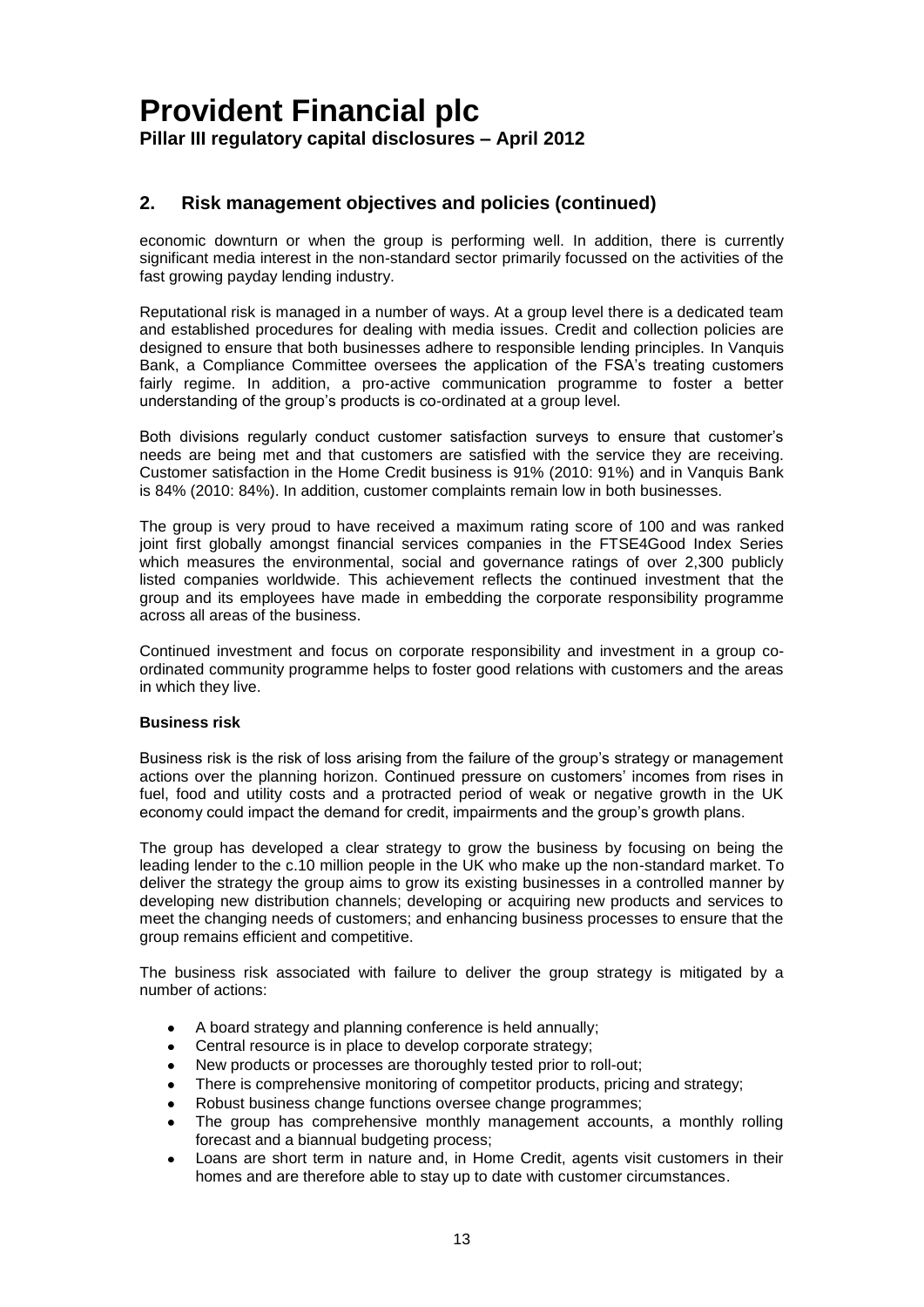## 2. Risk management objectives and policies (continued)

economic downturn or when the group is performing well. In addition, there is currently significant media interest in the non-standard sector primarily focussed on the activities of the fast growing payday lending industry.

Reputational risk is managed in a number of ways. At a group level there is a dedicated team and established procedures for dealing with media issues. Credit and collection policies are designed to ensure that both businesses adhere to responsible lending principles. In Vanquis Bank, a Compliance Committee oversees the application of the FSA's treating customers fairly regime. In addition, a pro-active communication programme to foster a better understanding of the group's products is co-ordinated at a group level.

Both divisions regularly conduct customer satisfaction surveys to ensure that customer's needs are being met and that customers are satisfied with the service they are receiving. Customer satisfaction in the Home Credit business is 91% (2010: 91%) and in Vanquis Bank is 84% (2010: 84%). In addition, customer complaints remain low in both businesses.

The group is very proud to have received a maximum rating score of 100 and was ranked joint first globally amongst financial services companies in the FTSE4Good Index Series which measures the environmental, social and governance ratings of over 2,300 publicly listed companies worldwide. This achievement reflects the continued investment that the group and its employees have made in embedding the corporate responsibility programme across all areas of the business.

Continued investment and focus on corporate responsibility and investment in a group co-ordinated community programme helps to foster good relations with customers and the areas in which they live.

**Business risk**

Business risk is the risk of loss arising from the failure of the group's strategy or management actions over the planning horizon. Continued pressure on customers' incomes from rises in fuel, food and utility costs and a protracted period of weak or negative growth in the UK economy could impact the demand for credit, impairments and the group's growth plans.

The group has developed a clear strategy to grow the business by focusing on being the leading lender to the c.10 million people in the UK who make up the non-standard market. To deliver the strategy the group aims to grow its existing businesses in a controlled manner by developing new distribution channels; developing or acquiring new products and services to meet the changing needs of customers; and enhancing business processes to ensure that the group remains efficient and competitive.

The business risk associated with failure to deliver the group strategy is mitigated by a number of actions:

- A board strategy and planning conference is held annually;
- Central resource is in place to develop corporate strategy;
- New products or processes are thoroughly tested prior to roll-out;
- There is comprehensive monitoring of competitor products, pricing and strategy;
- Robust business change functions oversee change programmes;
- The group has comprehensive monthly management accounts, a monthly rolling forecast and a biannual budgeting process;
- Loans are short term in nature and, in Home Credit, agents visit customers in their homes and are therefore able to stay up to date with customer circumstances.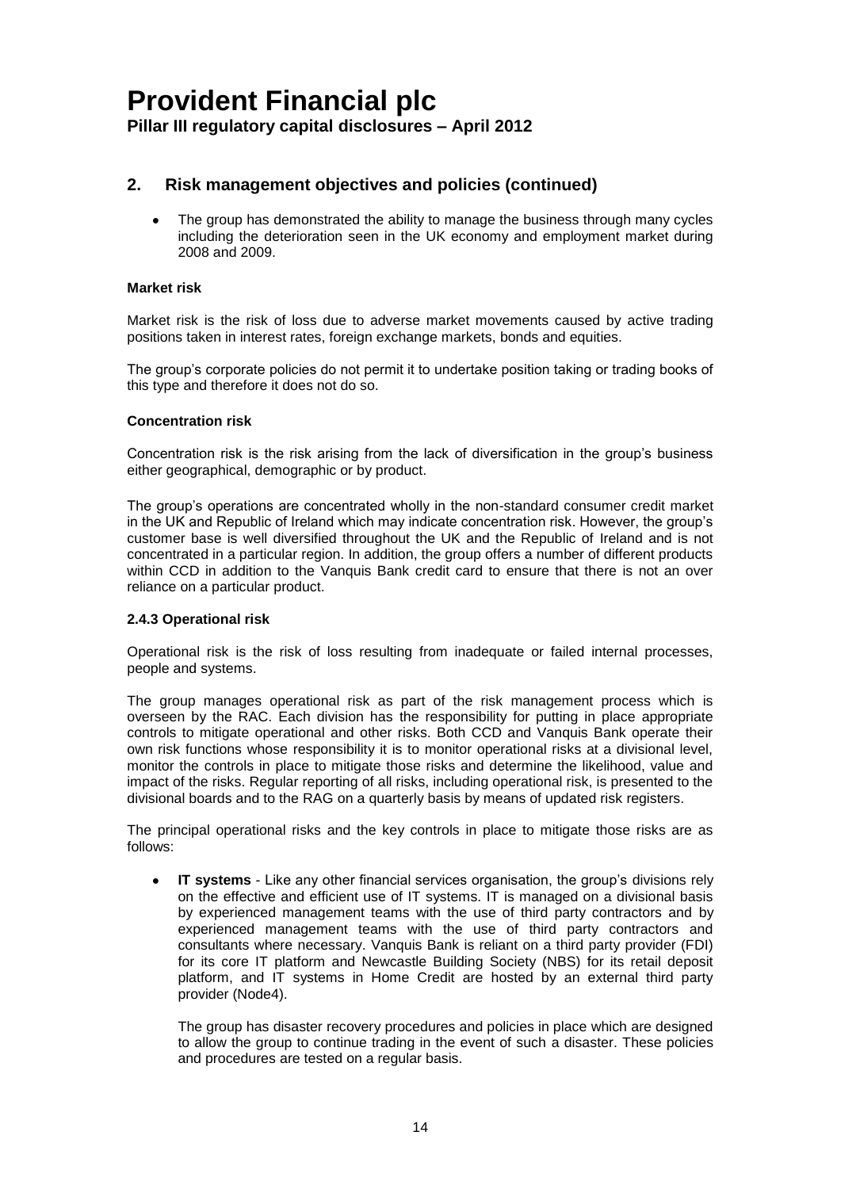## 2. Risk management objectives and policies (continued)

- The group has demonstrated the ability to manage the business through many cycles including the deterioration seen in the UK economy and employment market during 2008 and 2009.

**Market risk**

Market risk is the risk of loss due to adverse market movements caused by active trading positions taken in interest rates, foreign exchange markets, bonds and equities.

The group's corporate policies do not permit it to undertake position taking or trading books of this type and therefore it does not do so.

**Concentration risk**

Concentration risk is the risk arising from the lack of diversification in the group's business either geographical, demographic or by product.

The group's operations are concentrated wholly in the non-standard consumer credit market in the UK and Republic of Ireland which may indicate concentration risk. However, the group's customer base is well diversified throughout the UK and the Republic of Ireland and is not concentrated in a particular region. In addition, the group offers a number of different products within CCD in addition to the Vanquis Bank credit card to ensure that there is not an over reliance on a particular product.

### 2.4.3 Operational risk

Operational risk is the risk of loss resulting from inadequate or failed internal processes, people and systems.

The group manages operational risk as part of the risk management process which is overseen by the RAC. Each division has the responsibility for putting in place appropriate controls to mitigate operational and other risks. Both CCD and Vanquis Bank operate their own risk functions whose responsibility it is to monitor operational risks at a divisional level, monitor the controls in place to mitigate those risks and determine the likelihood, value and impact of the risks. Regular reporting of all risks, including operational risk, is presented to the divisional boards and to the RAG on a quarterly basis by means of updated risk registers.

The principal operational risks and the key controls in place to mitigate those risks are as follows:

- **IT systems** - Like any other financial services organisation, the group's divisions rely on the effective and efficient use of IT systems. IT is managed on a divisional basis by experienced management teams with the use of third party contractors and by experienced management teams with the use of third party contractors and consultants where necessary. Vanquis Bank is reliant on a third party provider (FDI) for its core IT platform and Newcastle Building Society (NBS) for its retail deposit platform, and IT systems in Home Credit are hosted by an external third party provider (Node4).

  The group has disaster recovery procedures and policies in place which are designed to allow the group to continue trading in the event of such a disaster. These policies and procedures are tested on a regular basis.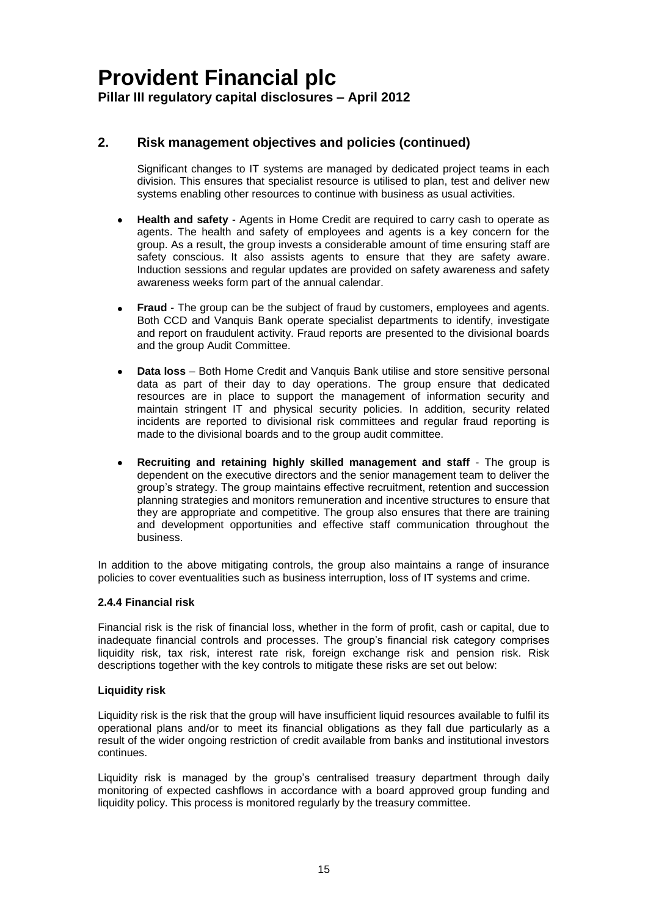## 2. Risk management objectives and policies (continued)

Significant changes to IT systems are managed by dedicated project teams in each division. This ensures that specialist resource is utilised to plan, test and deliver new systems enabling other resources to continue with business as usual activities.

- **Health and safety** - Agents in Home Credit are required to carry cash to operate as agents. The health and safety of employees and agents is a key concern for the group. As a result, the group invests a considerable amount of time ensuring staff are safety conscious. It also assists agents to ensure that they are safety aware. Induction sessions and regular updates are provided on safety awareness and safety awareness weeks form part of the annual calendar.

- **Fraud** - The group can be the subject of fraud by customers, employees and agents. Both CCD and Vanquis Bank operate specialist departments to identify, investigate and report on fraudulent activity. Fraud reports are presented to the divisional boards and the group Audit Committee.

- **Data loss** – Both Home Credit and Vanquis Bank utilise and store sensitive personal data as part of their day to day operations. The group ensure that dedicated resources are in place to support the management of information security and maintain stringent IT and physical security policies. In addition, security related incidents are reported to divisional risk committees and regular fraud reporting is made to the divisional boards and to the group audit committee.

- **Recruiting and retaining highly skilled management and staff** - The group is dependent on the executive directors and the senior management team to deliver the group's strategy. The group maintains effective recruitment, retention and succession planning strategies and monitors remuneration and incentive structures to ensure that they are appropriate and competitive. The group also ensures that there are training and development opportunities and effective staff communication throughout the business.

In addition to the above mitigating controls, the group also maintains a range of insurance policies to cover eventualities such as business interruption, loss of IT systems and crime.

#### 2.4.4 Financial risk

Financial risk is the risk of financial loss, whether in the form of profit, cash or capital, due to inadequate financial controls and processes. The group's financial risk category comprises liquidity risk, tax risk, interest rate risk, foreign exchange risk and pension risk. Risk descriptions together with the key controls to mitigate these risks are set out below:

**Liquidity risk**

Liquidity risk is the risk that the group will have insufficient liquid resources available to fulfil its operational plans and/or to meet its financial obligations as they fall due particularly as a result of the wider ongoing restriction of credit available from banks and institutional investors continues.

Liquidity risk is managed by the group's centralised treasury department through daily monitoring of expected cashflows in accordance with a board approved group funding and liquidity policy. This process is monitored regularly by the treasury committee.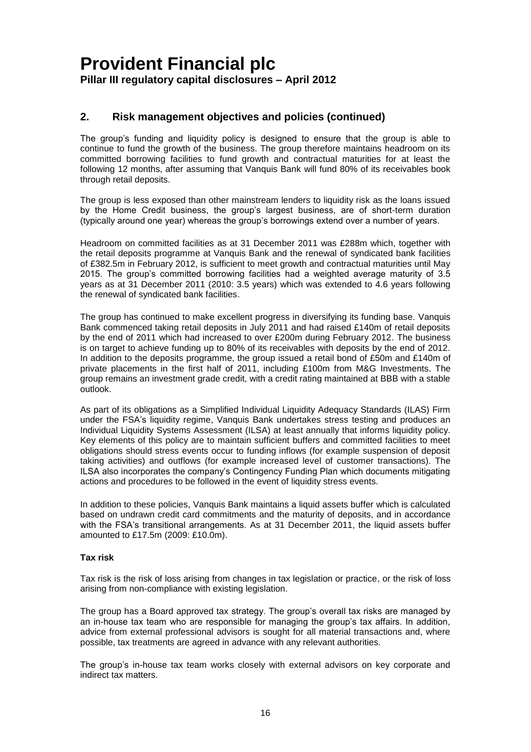## 2. Risk management objectives and policies (continued)

The group's funding and liquidity policy is designed to ensure that the group is able to continue to fund the growth of the business. The group therefore maintains headroom on its committed borrowing facilities to fund growth and contractual maturities for at least the following 12 months, after assuming that Vanquis Bank will fund 80% of its receivables book through retail deposits.

The group is less exposed than other mainstream lenders to liquidity risk as the loans issued by the Home Credit business, the group's largest business, are of short-term duration (typically around one year) whereas the group's borrowings extend over a number of years.

Headroom on committed facilities as at 31 December 2011 was £288m which, together with the retail deposits programme at Vanquis Bank and the renewal of syndicated bank facilities of £382.5m in February 2012, is sufficient to meet growth and contractual maturities until May 2015. The group's committed borrowing facilities had a weighted average maturity of 3.5 years as at 31 December 2011 (2010: 3.5 years) which was extended to 4.6 years following the renewal of syndicated bank facilities.

The group has continued to make excellent progress in diversifying its funding base. Vanquis Bank commenced taking retail deposits in July 2011 and had raised £140m of retail deposits by the end of 2011 which had increased to over £200m during February 2012. The business is on target to achieve funding up to 80% of its receivables with deposits by the end of 2012. In addition to the deposits programme, the group issued a retail bond of £50m and £140m of private placements in the first half of 2011, including £100m from M&G Investments. The group remains an investment grade credit, with a credit rating maintained at BBB with a stable outlook.

As part of its obligations as a Simplified Individual Liquidity Adequacy Standards (ILAS) Firm under the FSA's liquidity regime, Vanquis Bank undertakes stress testing and produces an Individual Liquidity Systems Assessment (ILSA) at least annually that informs liquidity policy. Key elements of this policy are to maintain sufficient buffers and committed facilities to meet obligations should stress events occur to funding inflows (for example suspension of deposit taking activities) and outflows (for example increased level of customer transactions). The ILSA also incorporates the company's Contingency Funding Plan which documents mitigating actions and procedures to be followed in the event of liquidity stress events.

In addition to these policies, Vanquis Bank maintains a liquid assets buffer which is calculated based on undrawn credit card commitments and the maturity of deposits, and in accordance with the FSA's transitional arrangements. As at 31 December 2011, the liquid assets buffer amounted to £17.5m (2009: £10.0m).

**Tax risk**

Tax risk is the risk of loss arising from changes in tax legislation or practice, or the risk of loss arising from non-compliance with existing legislation.

The group has a Board approved tax strategy. The group's overall tax risks are managed by an in-house tax team who are responsible for managing the group's tax affairs. In addition, advice from external professional advisors is sought for all material transactions and, where possible, tax treatments are agreed in advance with any relevant authorities.

The group's in-house tax team works closely with external advisors on key corporate and indirect tax matters.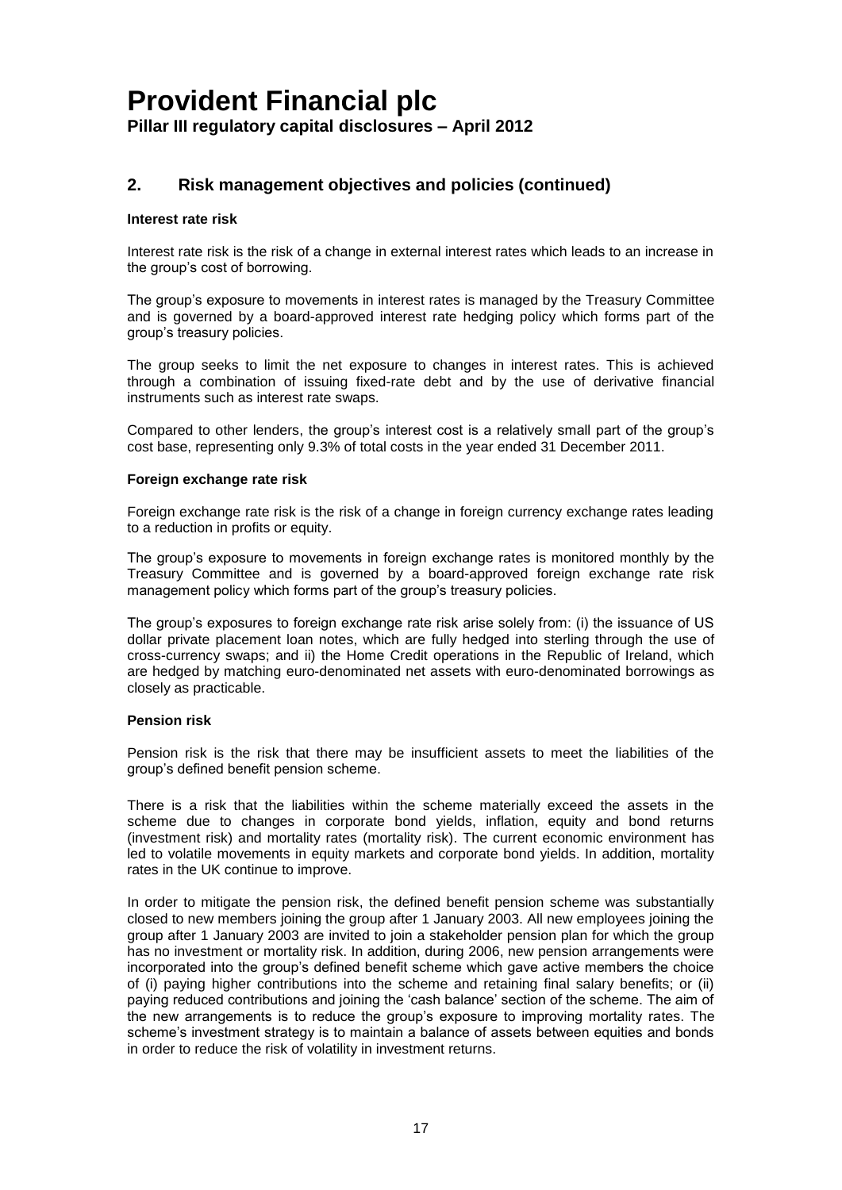## 2. Risk management objectives and policies (continued)

**Interest rate risk**

Interest rate risk is the risk of a change in external interest rates which leads to an increase in the group's cost of borrowing.

The group's exposure to movements in interest rates is managed by the Treasury Committee and is governed by a board-approved interest rate hedging policy which forms part of the group's treasury policies.

The group seeks to limit the net exposure to changes in interest rates. This is achieved through a combination of issuing fixed-rate debt and by the use of derivative financial instruments such as interest rate swaps.

Compared to other lenders, the group's interest cost is a relatively small part of the group's cost base, representing only 9.3% of total costs in the year ended 31 December 2011.

**Foreign exchange rate risk**

Foreign exchange rate risk is the risk of a change in foreign currency exchange rates leading to a reduction in profits or equity.

The group's exposure to movements in foreign exchange rates is monitored monthly by the Treasury Committee and is governed by a board-approved foreign exchange rate risk management policy which forms part of the group's treasury policies.

The group's exposures to foreign exchange rate risk arise solely from: (i) the issuance of US dollar private placement loan notes, which are fully hedged into sterling through the use of cross-currency swaps; and ii) the Home Credit operations in the Republic of Ireland, which are hedged by matching euro-denominated net assets with euro-denominated borrowings as closely as practicable.

**Pension risk**

Pension risk is the risk that there may be insufficient assets to meet the liabilities of the group's defined benefit pension scheme.

There is a risk that the liabilities within the scheme materially exceed the assets in the scheme due to changes in corporate bond yields, inflation, equity and bond returns (investment risk) and mortality rates (mortality risk). The current economic environment has led to volatile movements in equity markets and corporate bond yields. In addition, mortality rates in the UK continue to improve.

In order to mitigate the pension risk, the defined benefit pension scheme was substantially closed to new members joining the group after 1 January 2003. All new employees joining the group after 1 January 2003 are invited to join a stakeholder pension plan for which the group has no investment or mortality risk. In addition, during 2006, new pension arrangements were incorporated into the group's defined benefit scheme which gave active members the choice of (i) paying higher contributions into the scheme and retaining final salary benefits; or (ii) paying reduced contributions and joining the 'cash balance' section of the scheme. The aim of the new arrangements is to reduce the group's exposure to improving mortality rates. The scheme's investment strategy is to maintain a balance of assets between equities and bonds in order to reduce the risk of volatility in investment returns.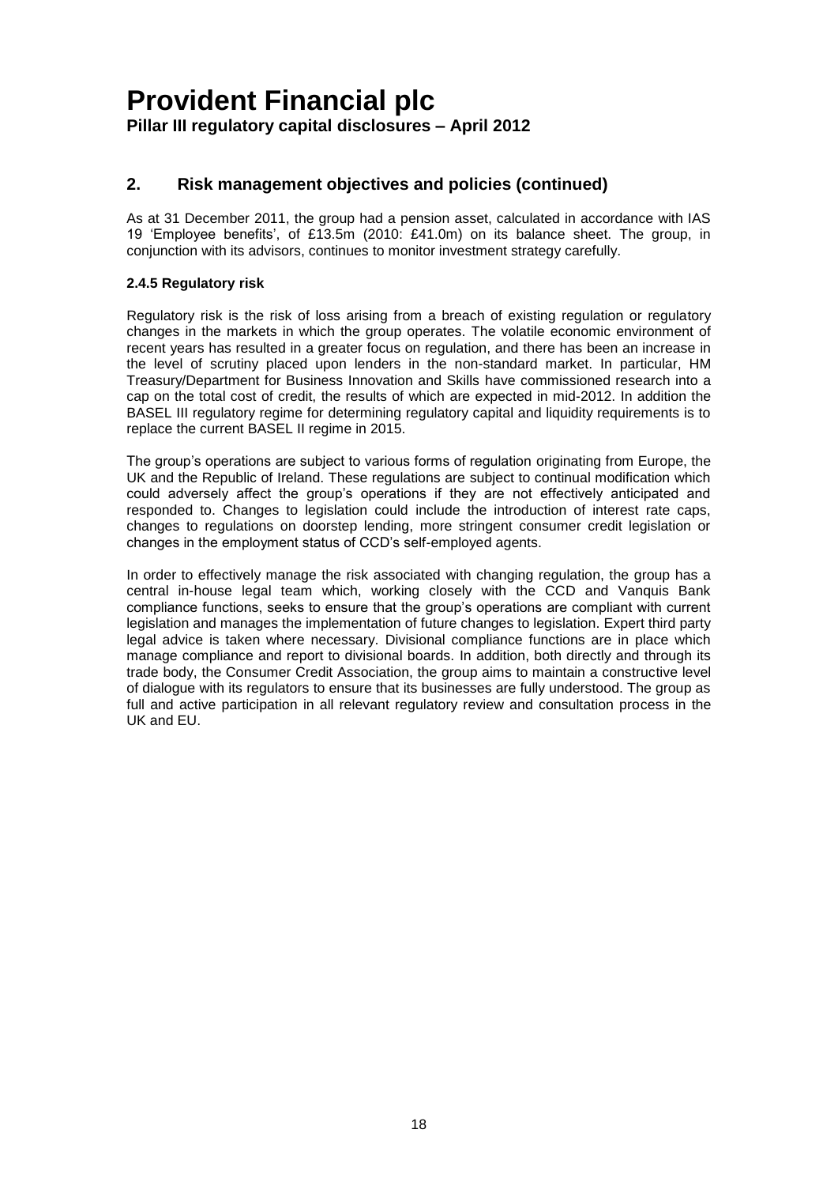## 2. Risk management objectives and policies (continued)

As at 31 December 2011, the group had a pension asset, calculated in accordance with IAS 19 'Employee benefits', of £13.5m (2010: £41.0m) on its balance sheet. The group, in conjunction with its advisors, continues to monitor investment strategy carefully.

### 2.4.5 Regulatory risk

Regulatory risk is the risk of loss arising from a breach of existing regulation or regulatory changes in the markets in which the group operates. The volatile economic environment of recent years has resulted in a greater focus on regulation, and there has been an increase in the level of scrutiny placed upon lenders in the non-standard market. In particular, HM Treasury/Department for Business Innovation and Skills have commissioned research into a cap on the total cost of credit, the results of which are expected in mid-2012. In addition the BASEL III regulatory regime for determining regulatory capital and liquidity requirements is to replace the current BASEL II regime in 2015.

The group's operations are subject to various forms of regulation originating from Europe, the UK and the Republic of Ireland. These regulations are subject to continual modification which could adversely affect the group's operations if they are not effectively anticipated and responded to. Changes to legislation could include the introduction of interest rate caps, changes to regulations on doorstep lending, more stringent consumer credit legislation or changes in the employment status of CCD's self-employed agents.

In order to effectively manage the risk associated with changing regulation, the group has a central in-house legal team which, working closely with the CCD and Vanquis Bank compliance functions, seeks to ensure that the group's operations are compliant with current legislation and manages the implementation of future changes to legislation. Expert third party legal advice is taken where necessary. Divisional compliance functions are in place which manage compliance and report to divisional boards. In addition, both directly and through its trade body, the Consumer Credit Association, the group aims to maintain a constructive level of dialogue with its regulators to ensure that its businesses are fully understood. The group as full and active participation in all relevant regulatory review and consultation process in the UK and EU.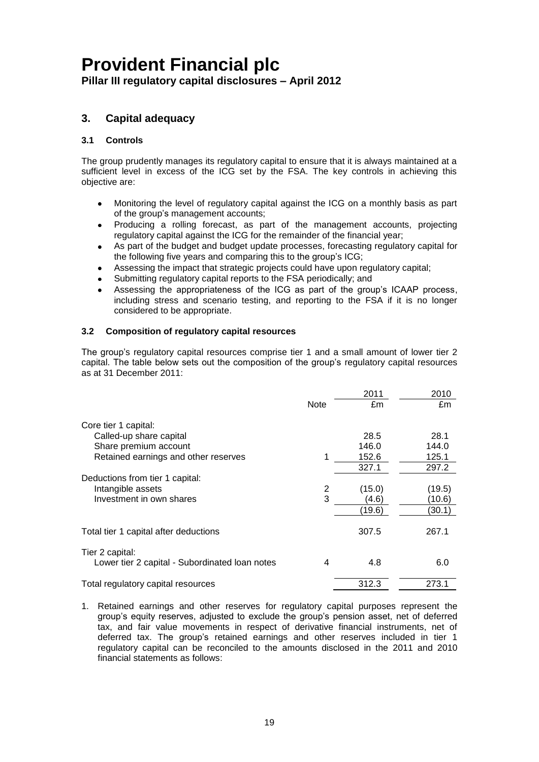## 3. Capital adequacy

### 3.1 Controls

The group prudently manages its regulatory capital to ensure that it is always maintained at a sufficient level in excess of the ICG set by the FSA. The key controls in achieving this objective are:

- Monitoring the level of regulatory capital against the ICG on a monthly basis as part of the group's management accounts;
- Producing a rolling forecast, as part of the management accounts, projecting regulatory capital against the ICG for the remainder of the financial year;
- As part of the budget and budget update processes, forecasting regulatory capital for the following five years and comparing this to the group's ICG;
- Assessing the impact that strategic projects could have upon regulatory capital;
- Submitting regulatory capital reports to the FSA periodically; and
- Assessing the appropriateness of the ICG as part of the group's ICAAP process, including stress and scenario testing, and reporting to the FSA if it is no longer considered to be appropriate.

### 3.2 Composition of regulatory capital resources

The group's regulatory capital resources comprise tier 1 and a small amount of lower tier 2 capital. The table below sets out the composition of the group's regulatory capital resources as at 31 December 2011:

| | Note | 2011 £m | 2010 £m |
|---|---|---|---|
| Core tier 1 capital: | | | |
| Called-up share capital | | 28.5 | 28.1 |
| Share premium account | | 146.0 | 144.0 |
| Retained earnings and other reserves | 1 | 152.6 | 125.1 |
| | | 327.1 | 297.2 |
| Deductions from tier 1 capital: | | | |
| Intangible assets | 2 | (15.0) | (19.5) |
| Investment in own shares | 3 | (4.6) | (10.6) |
| | | (19.6) | (30.1) |
| Total tier 1 capital after deductions | | 307.5 | 267.1 |
| Tier 2 capital: | | | |
| Lower tier 2 capital - Subordinated loan notes | 4 | 4.8 | 6.0 |
| Total regulatory capital resources | | 312.3 | 273.1 |

1. Retained earnings and other reserves for regulatory capital purposes represent the group's equity reserves, adjusted to exclude the group's pension asset, net of deferred tax, and fair value movements in respect of derivative financial instruments, net of deferred tax. The group's retained earnings and other reserves included in tier 1 regulatory capital can be reconciled to the amounts disclosed in the 2011 and 2010 financial statements as follows: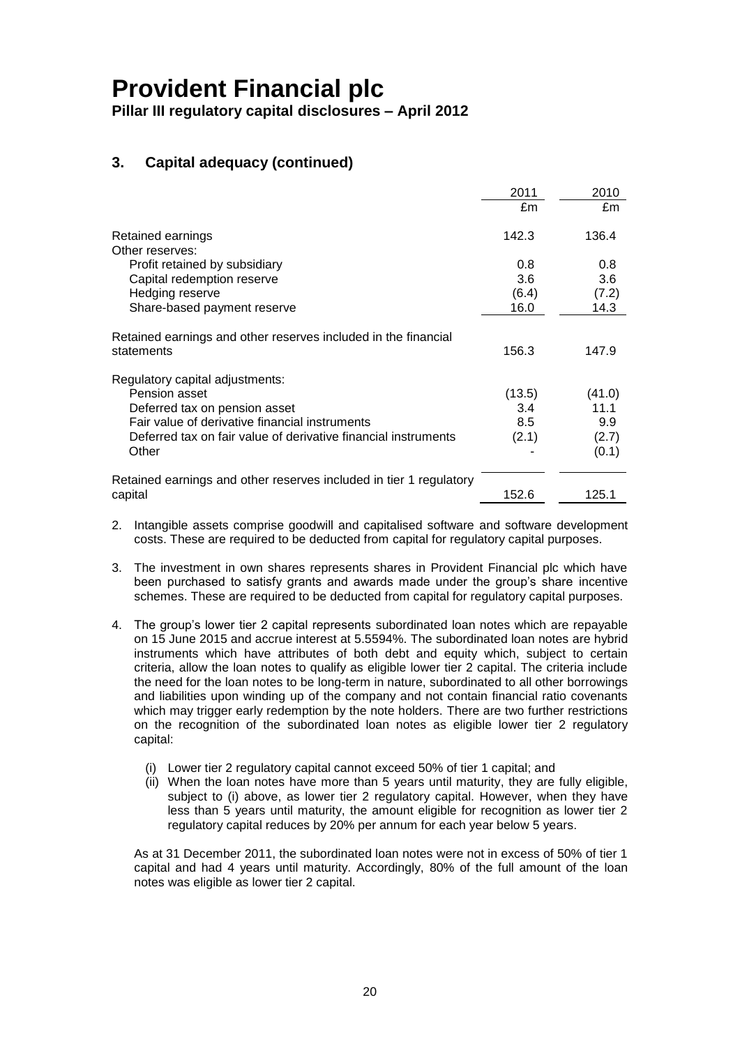# Provident Financial plc

**Pillar III regulatory capital disclosures – April 2012**

## 3. Capital adequacy (continued)

| | 2011 | 2010 |
|---|---|---|
| | £m | £m |
| Retained earnings | 142.3 | 136.4 |
| Other reserves: | | |
| Profit retained by subsidiary | 0.8 | 0.8 |
| Capital redemption reserve | 3.6 | 3.6 |
| Hedging reserve | (6.4) | (7.2) |
| Share-based payment reserve | 16.0 | 14.3 |
| Retained earnings and other reserves included in the financial statements | 156.3 | 147.9 |
| Regulatory capital adjustments: | | |
| Pension asset | (13.5) | (41.0) |
| Deferred tax on pension asset | 3.4 | 11.1 |
| Fair value of derivative financial instruments | 8.5 | 9.9 |
| Deferred tax on fair value of derivative financial instruments | (2.1) | (2.7) |
| Other | - | (0.1) |
| Retained earnings and other reserves included in tier 1 regulatory capital | 152.6 | 125.1 |

2. Intangible assets comprise goodwill and capitalised software and software development costs. These are required to be deducted from capital for regulatory capital purposes.

3. The investment in own shares represents shares in Provident Financial plc which have been purchased to satisfy grants and awards made under the group's share incentive schemes. These are required to be deducted from capital for regulatory capital purposes.

4. The group's lower tier 2 capital represents subordinated loan notes which are repayable on 15 June 2015 and accrue interest at 5.5594%. The subordinated loan notes are hybrid instruments which have attributes of both debt and equity which, subject to certain criteria, allow the loan notes to qualify as eligible lower tier 2 capital. The criteria include the need for the loan notes to be long-term in nature, subordinated to all other borrowings and liabilities upon winding up of the company and not contain financial ratio covenants which may trigger early redemption by the note holders. There are two further restrictions on the recognition of the subordinated loan notes as eligible lower tier 2 regulatory capital:

   (i) Lower tier 2 regulatory capital cannot exceed 50% of tier 1 capital; and

   (ii) When the loan notes have more than 5 years until maturity, they are fully eligible, subject to (i) above, as lower tier 2 regulatory capital. However, when they have less than 5 years until maturity, the amount eligible for recognition as lower tier 2 regulatory capital reduces by 20% per annum for each year below 5 years.

   As at 31 December 2011, the subordinated loan notes were not in excess of 50% of tier 1 capital and had 4 years until maturity. Accordingly, 80% of the full amount of the loan notes was eligible as lower tier 2 capital.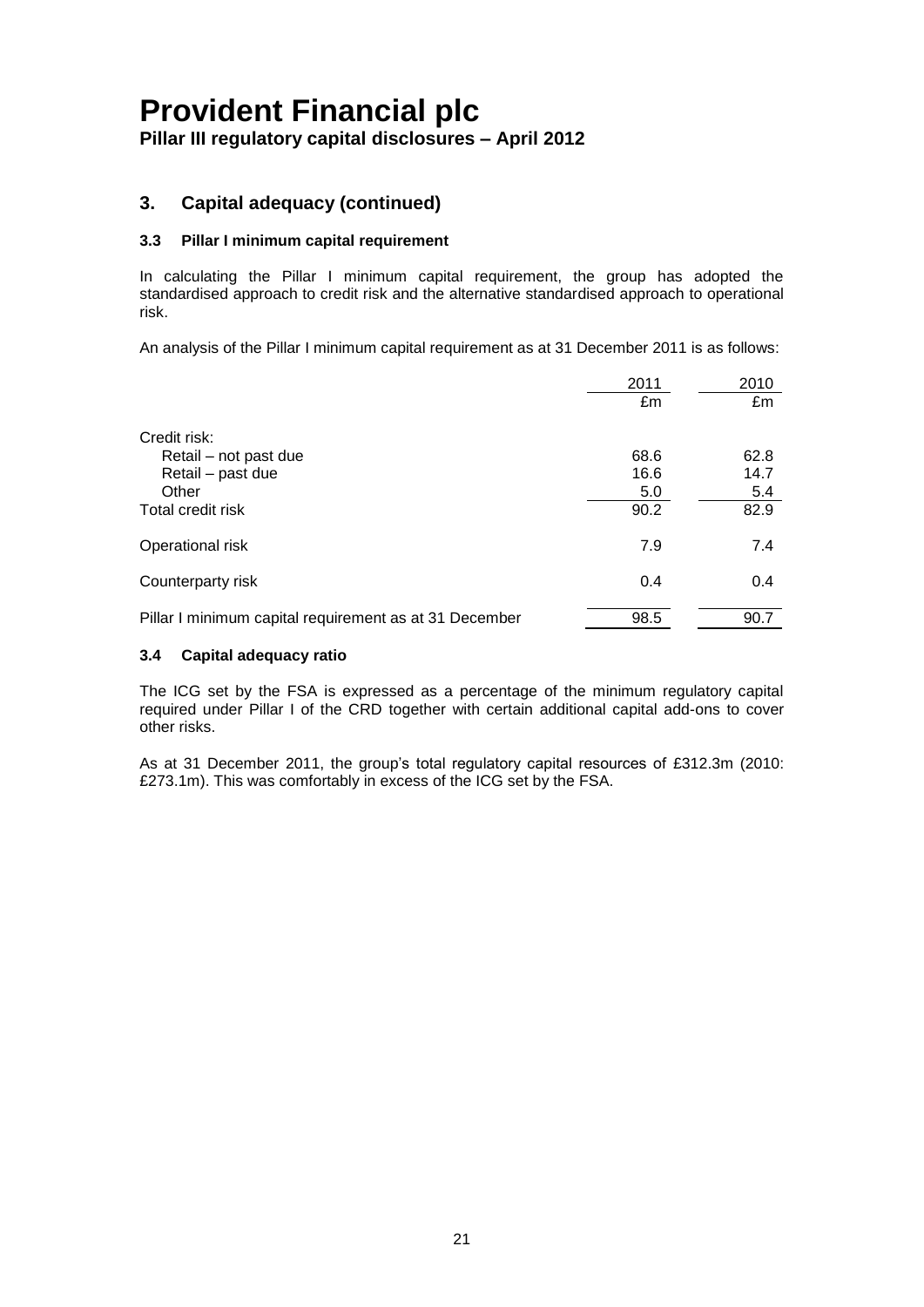## 3. Capital adequacy (continued)

### 3.3 Pillar I minimum capital requirement

In calculating the Pillar I minimum capital requirement, the group has adopted the standardised approach to credit risk and the alternative standardised approach to operational risk.

An analysis of the Pillar I minimum capital requirement as at 31 December 2011 is as follows:

| | 2011 | 2010 |
|---|---|---|
| | £m | £m |
| Credit risk: | | |
| Retail – not past due | 68.6 | 62.8 |
| Retail – past due | 16.6 | 14.7 |
| Other | 5.0 | 5.4 |
| Total credit risk | 90.2 | 82.9 |
| Operational risk | 7.9 | 7.4 |
| Counterparty risk | 0.4 | 0.4 |
| Pillar I minimum capital requirement as at 31 December | 98.5 | 90.7 |

### 3.4 Capital adequacy ratio

The ICG set by the FSA is expressed as a percentage of the minimum regulatory capital required under Pillar I of the CRD together with certain additional capital add-ons to cover other risks.

As at 31 December 2011, the group's total regulatory capital resources of £312.3m (2010: £273.1m). This was comfortably in excess of the ICG set by the FSA.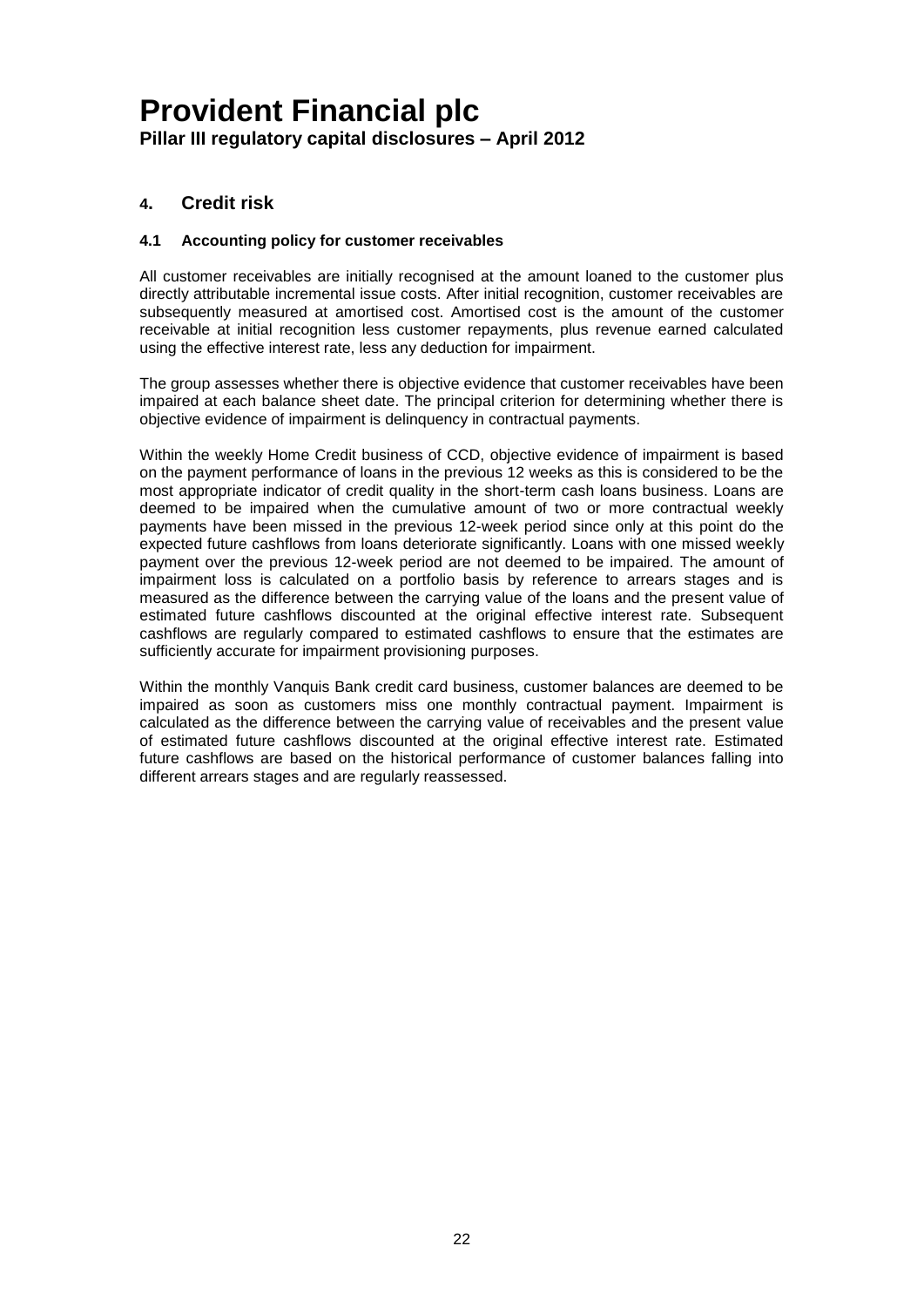## 4. Credit risk

### 4.1 Accounting policy for customer receivables

All customer receivables are initially recognised at the amount loaned to the customer plus directly attributable incremental issue costs. After initial recognition, customer receivables are subsequently measured at amortised cost. Amortised cost is the amount of the customer receivable at initial recognition less customer repayments, plus revenue earned calculated using the effective interest rate, less any deduction for impairment.

The group assesses whether there is objective evidence that customer receivables have been impaired at each balance sheet date. The principal criterion for determining whether there is objective evidence of impairment is delinquency in contractual payments.

Within the weekly Home Credit business of CCD, objective evidence of impairment is based on the payment performance of loans in the previous 12 weeks as this is considered to be the most appropriate indicator of credit quality in the short-term cash loans business. Loans are deemed to be impaired when the cumulative amount of two or more contractual weekly payments have been missed in the previous 12-week period since only at this point do the expected future cashflows from loans deteriorate significantly. Loans with one missed weekly payment over the previous 12-week period are not deemed to be impaired. The amount of impairment loss is calculated on a portfolio basis by reference to arrears stages and is measured as the difference between the carrying value of the loans and the present value of estimated future cashflows discounted at the original effective interest rate. Subsequent cashflows are regularly compared to estimated cashflows to ensure that the estimates are sufficiently accurate for impairment provisioning purposes.

Within the monthly Vanquis Bank credit card business, customer balances are deemed to be impaired as soon as customers miss one monthly contractual payment. Impairment is calculated as the difference between the carrying value of receivables and the present value of estimated future cashflows discounted at the original effective interest rate. Estimated future cashflows are based on the historical performance of customer balances falling into different arrears stages and are regularly reassessed.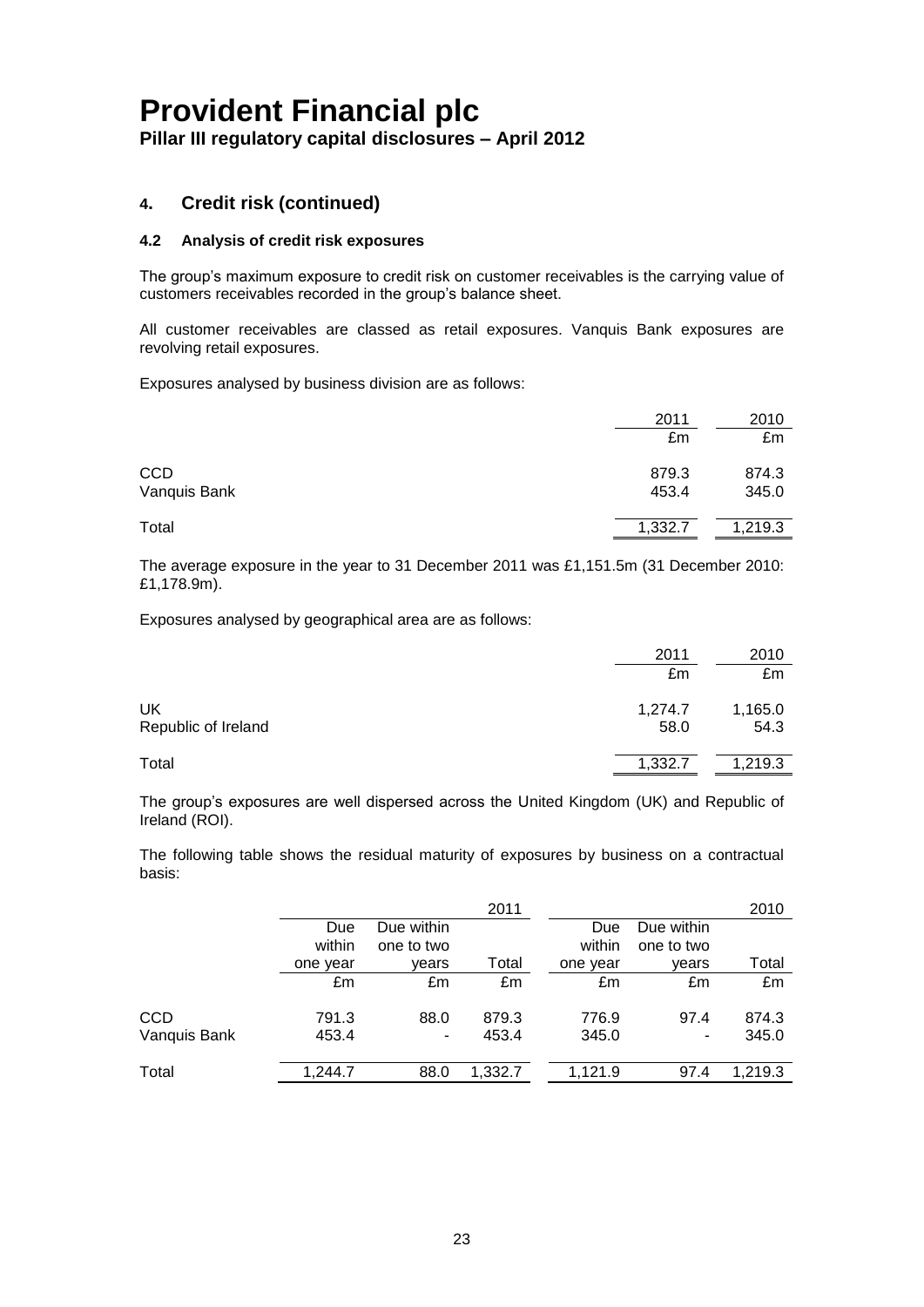## 4. Credit risk (continued)

### 4.2 Analysis of credit risk exposures

The group's maximum exposure to credit risk on customer receivables is the carrying value of customers receivables recorded in the group's balance sheet.

All customer receivables are classed as retail exposures. Vanquis Bank exposures are revolving retail exposures.

Exposures analysed by business division are as follows:

| | 2011 | 2010 |
|---|---|---|
| | £m | £m |
| CCD | 879.3 | 874.3 |
| Vanquis Bank | 453.4 | 345.0 |
| Total | 1,332.7 | 1,219.3 |

The average exposure in the year to 31 December 2011 was £1,151.5m (31 December 2010: £1,178.9m).

Exposures analysed by geographical area are as follows:

| | 2011 | 2010 |
|---|---|---|
| | £m | £m |
| UK | 1,274.7 | 1,165.0 |
| Republic of Ireland | 58.0 | 54.3 |
| Total | 1,332.7 | 1,219.3 |

The group's exposures are well dispersed across the United Kingdom (UK) and Republic of Ireland (ROI).

The following table shows the residual maturity of exposures by business on a contractual basis:

| | | | 2011 | | | 2010 |
|---|---|---|---|---|---|---|
| | Due within one year | Due within one to two years | Total | Due within one year | Due within one to two years | Total |
| | £m | £m | £m | £m | £m | £m |
| CCD | 791.3 | 88.0 | 879.3 | 776.9 | 97.4 | 874.3 |
| Vanquis Bank | 453.4 | - | 453.4 | 345.0 | - | 345.0 |
| Total | 1,244.7 | 88.0 | 1,332.7 | 1,121.9 | 97.4 | 1,219.3 |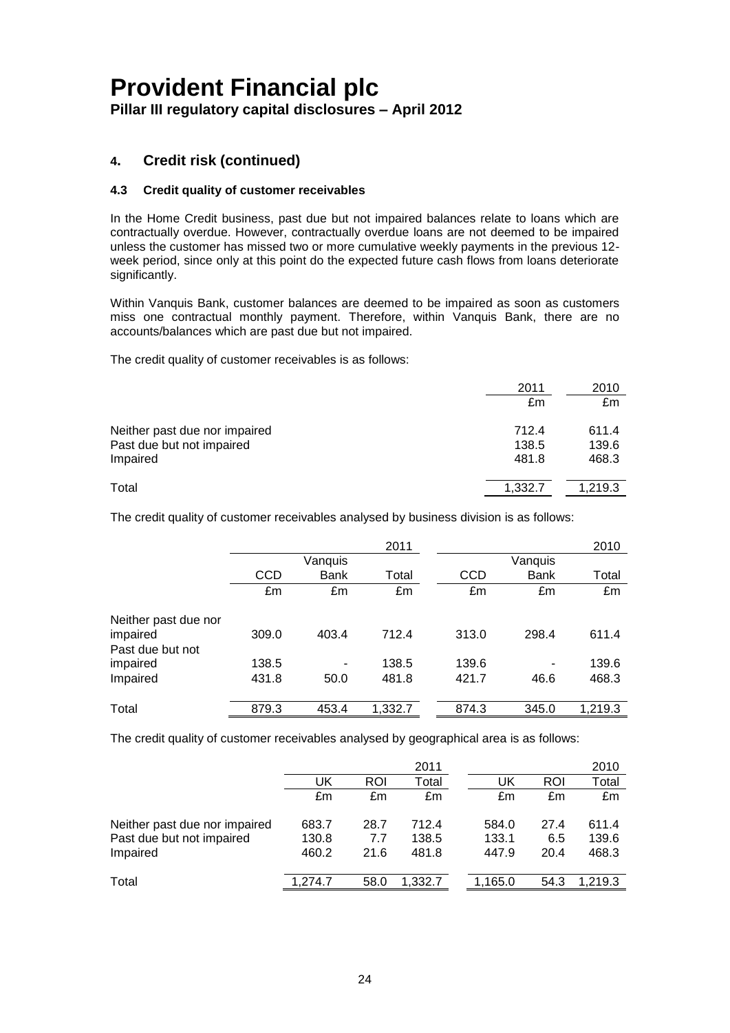## 4. Credit risk (continued)

### 4.3 Credit quality of customer receivables

In the Home Credit business, past due but not impaired balances relate to loans which are contractually overdue. However, contractually overdue loans are not deemed to be impaired unless the customer has missed two or more cumulative weekly payments in the previous 12-week period, since only at this point do the expected future cash flows from loans deteriorate significantly.

Within Vanquis Bank, customer balances are deemed to be impaired as soon as customers miss one contractual monthly payment. Therefore, within Vanquis Bank, there are no accounts/balances which are past due but not impaired.

The credit quality of customer receivables is as follows:

| | 2011 | 2010 |
|---|---|---|
| | £m | £m |
| Neither past due nor impaired | 712.4 | 611.4 |
| Past due but not impaired | 138.5 | 139.6 |
| Impaired | 481.8 | 468.3 |
| Total | 1,332.7 | 1,219.3 |

The credit quality of customer receivables analysed by business division is as follows:

| | | | 2011 | | | 2010 |
|---|---|---|---|---|---|---|
| | CCD | Vanquis Bank | Total | CCD | Vanquis Bank | Total |
| | £m | £m | £m | £m | £m | £m |
| Neither past due nor impaired | 309.0 | 403.4 | 712.4 | 313.0 | 298.4 | 611.4 |
| Past due but not impaired | 138.5 | - | 138.5 | 139.6 | - | 139.6 |
| Impaired | 431.8 | 50.0 | 481.8 | 421.7 | 46.6 | 468.3 |
| Total | 879.3 | 453.4 | 1,332.7 | 874.3 | 345.0 | 1,219.3 |

The credit quality of customer receivables analysed by geographical area is as follows:

| | | | 2011 | | | 2010 |
|---|---|---|---|---|---|---|
| | UK | ROI | Total | UK | ROI | Total |
| | £m | £m | £m | £m | £m | £m |
| Neither past due nor impaired | 683.7 | 28.7 | 712.4 | 584.0 | 27.4 | 611.4 |
| Past due but not impaired | 130.8 | 7.7 | 138.5 | 133.1 | 6.5 | 139.6 |
| Impaired | 460.2 | 21.6 | 481.8 | 447.9 | 20.4 | 468.3 |
| Total | 1,274.7 | 58.0 | 1,332.7 | 1,165.0 | 54.3 | 1,219.3 |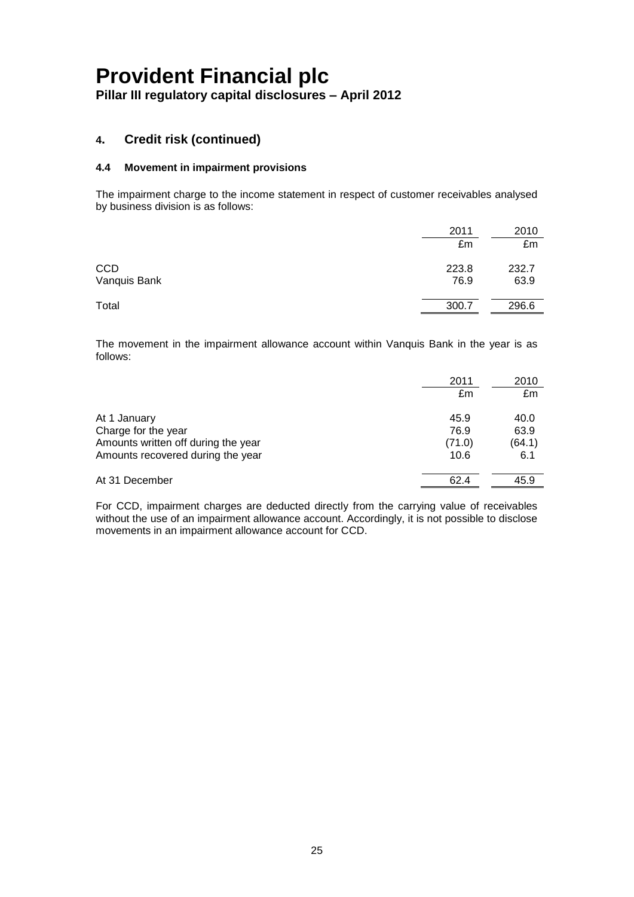## 4. Credit risk (continued)

### 4.4 Movement in impairment provisions

The impairment charge to the income statement in respect of customer receivables analysed by business division is as follows:

| | 2011 | 2010 |
|---|---|---|
| | £m | £m |
| CCD | 223.8 | 232.7 |
| Vanquis Bank | 76.9 | 63.9 |
| Total | 300.7 | 296.6 |

The movement in the impairment allowance account within Vanquis Bank in the year is as follows:

| | 2011 | 2010 |
|---|---|---|
| | £m | £m |
| At 1 January | 45.9 | 40.0 |
| Charge for the year | 76.9 | 63.9 |
| Amounts written off during the year | (71.0) | (64.1) |
| Amounts recovered during the year | 10.6 | 6.1 |
| At 31 December | 62.4 | 45.9 |

For CCD, impairment charges are deducted directly from the carrying value of receivables without the use of an impairment allowance account. Accordingly, it is not possible to disclose movements in an impairment allowance account for CCD.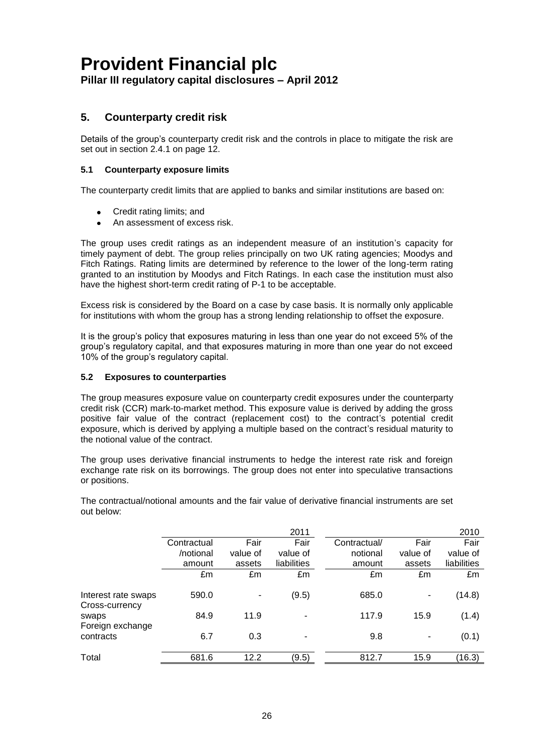# Provident Financial plc

**Pillar III regulatory capital disclosures – April 2012**

## 5. Counterparty credit risk

Details of the group's counterparty credit risk and the controls in place to mitigate the risk are set out in section 2.4.1 on page 12.

### 5.1 Counterparty exposure limits

The counterparty credit limits that are applied to banks and similar institutions are based on:

- Credit rating limits; and
- An assessment of excess risk.

The group uses credit ratings as an independent measure of an institution's capacity for timely payment of debt. The group relies principally on two UK rating agencies; Moodys and Fitch Ratings. Rating limits are determined by reference to the lower of the long-term rating granted to an institution by Moodys and Fitch Ratings. In each case the institution must also have the highest short-term credit rating of P-1 to be acceptable.

Excess risk is considered by the Board on a case by case basis. It is normally only applicable for institutions with whom the group has a strong lending relationship to offset the exposure.

It is the group's policy that exposures maturing in less than one year do not exceed 5% of the group's regulatory capital, and that exposures maturing in more than one year do not exceed 10% of the group's regulatory capital.

### 5.2 Exposures to counterparties

The group measures exposure value on counterparty credit exposures under the counterparty credit risk (CCR) mark-to-market method. This exposure value is derived by adding the gross positive fair value of the contract (replacement cost) to the contract's potential credit exposure, which is derived by applying a multiple based on the contract's residual maturity to the notional value of the contract.

The group uses derivative financial instruments to hedge the interest rate risk and foreign exchange rate risk on its borrowings. The group does not enter into speculative transactions or positions.

The contractual/notional amounts and the fair value of derivative financial instruments are set out below:

| | | | 2011 | | | 2010 |
|---|---|---|---|---|---|---|
| | Contractual /notional amount | Fair value of assets | Fair value of liabilities | Contractual/ notional amount | Fair value of assets | Fair value of liabilities |
| | £m | £m | £m | £m | £m | £m |
| Interest rate swaps | 590.0 | - | (9.5) | 685.0 | - | (14.8) |
| Cross-currency swaps | 84.9 | 11.9 | - | 117.9 | 15.9 | (1.4) |
| Foreign exchange contracts | 6.7 | 0.3 | - | 9.8 | - | (0.1) |
| Total | 681.6 | 12.2 | (9.5) | 812.7 | 15.9 | (16.3) |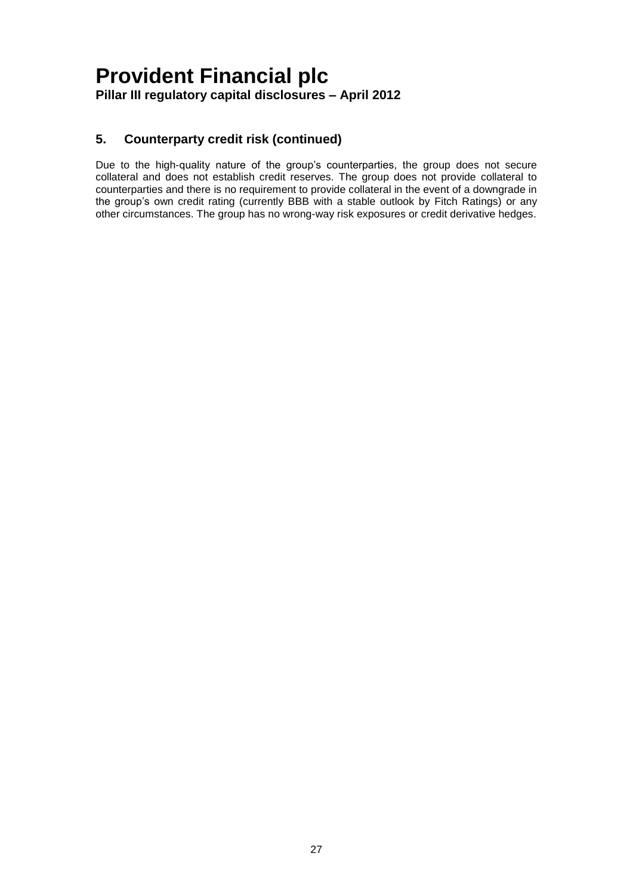## 5. Counterparty credit risk (continued)

Due to the high-quality nature of the group's counterparties, the group does not secure collateral and does not establish credit reserves. The group does not provide collateral to counterparties and there is no requirement to provide collateral in the event of a downgrade in the group's own credit rating (currently BBB with a stable outlook by Fitch Ratings) or any other circumstances. The group has no wrong-way risk exposures or credit derivative hedges.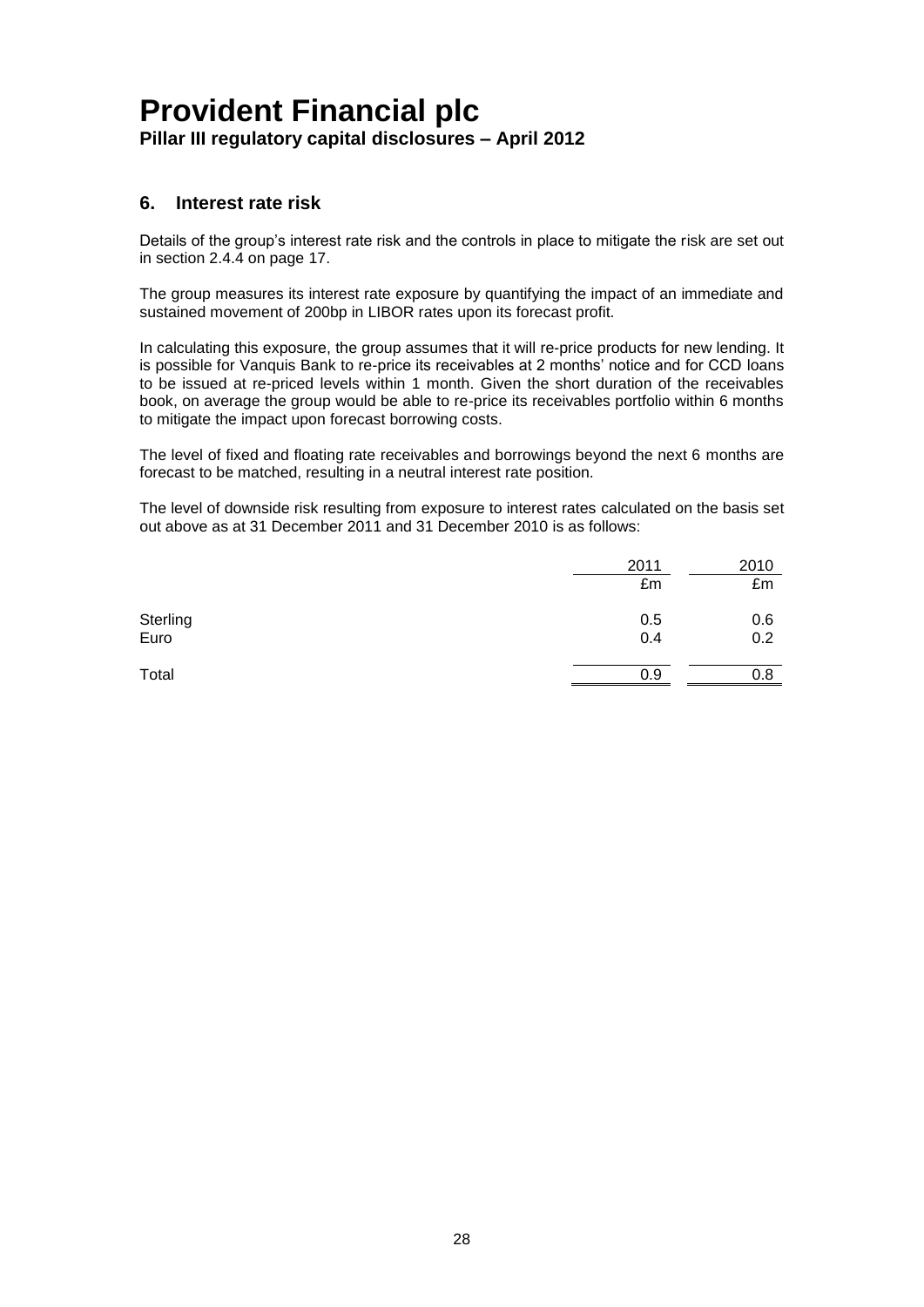## 6. Interest rate risk

Details of the group's interest rate risk and the controls in place to mitigate the risk are set out in section 2.4.4 on page 17.

The group measures its interest rate exposure by quantifying the impact of an immediate and sustained movement of 200bp in LIBOR rates upon its forecast profit.

In calculating this exposure, the group assumes that it will re-price products for new lending. It is possible for Vanquis Bank to re-price its receivables at 2 months' notice and for CCD loans to be issued at re-priced levels within 1 month. Given the short duration of the receivables book, on average the group would be able to re-price its receivables portfolio within 6 months to mitigate the impact upon forecast borrowing costs.

The level of fixed and floating rate receivables and borrowings beyond the next 6 months are forecast to be matched, resulting in a neutral interest rate position.

The level of downside risk resulting from exposure to interest rates calculated on the basis set out above as at 31 December 2011 and 31 December 2010 is as follows:

| | 2011 | 2010 |
|---|---|---|
| | £m | £m |
| Sterling | 0.5 | 0.6 |
| Euro | 0.4 | 0.2 |
| Total | 0.9 | 0.8 |